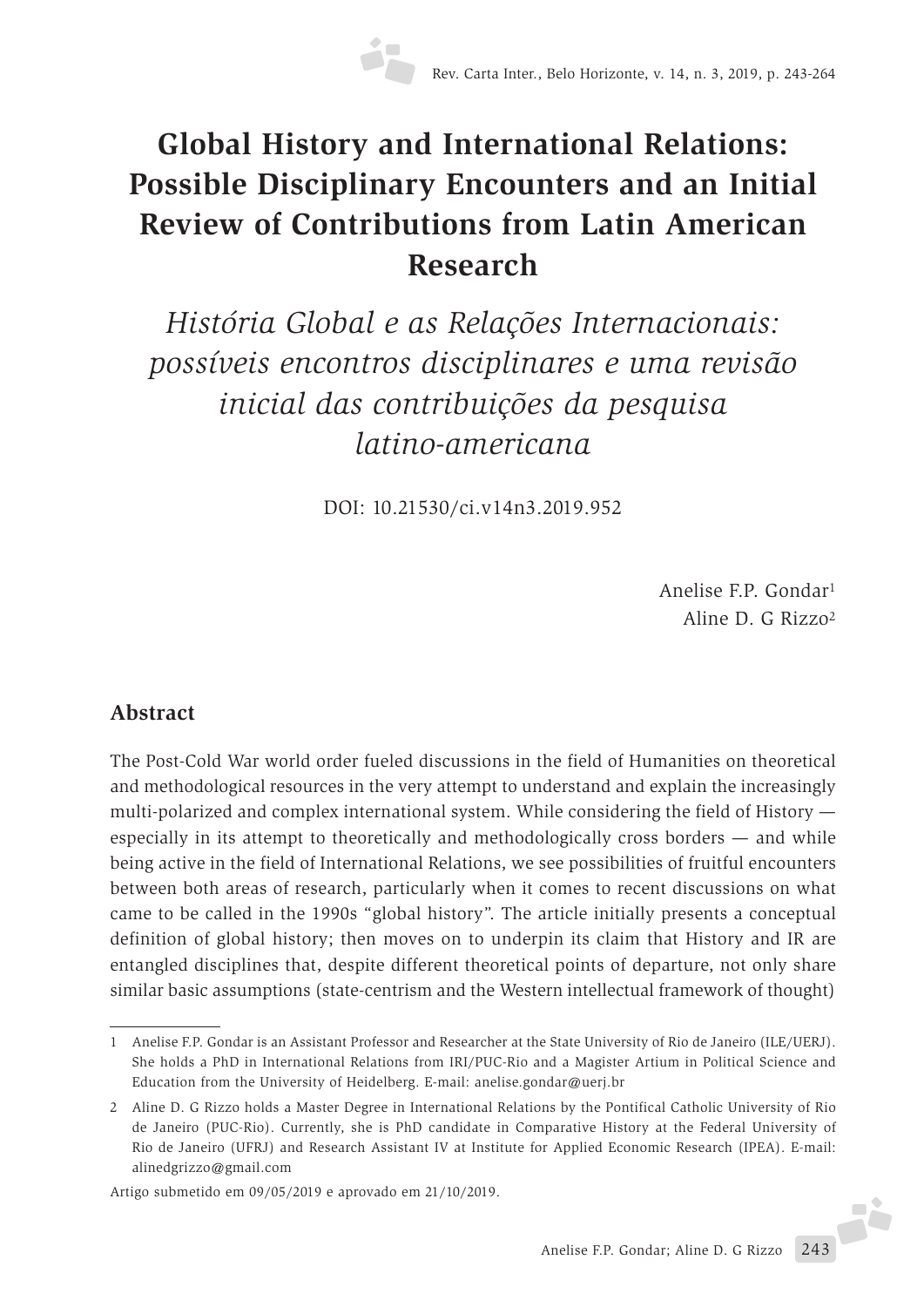# Global History and International Relations: Possible Disciplinary Encounters and an Initial Review of Contributions from Latin American Research

## *História Global e as Relações Internacionais: possíveis encontros disciplinares e uma revisão inicial das contribuições da pesquisa latino-americana*

DOI: 10.21530/ci.v14n3.2019.952

Anelise F.P. Gondar[1]
Aline D. G Rizzo[2]

### Abstract

The Post-Cold War world order fueled discussions in the field of Humanities on theoretical and methodological resources in the very attempt to understand and explain the increasingly multi-polarized and complex international system. While considering the field of History — especially in its attempt to theoretically and methodologically cross borders — and while being active in the field of International Relations, we see possibilities of fruitful encounters between both areas of research, particularly when it comes to recent discussions on what came to be called in the 1990s "global history". The article initially presents a conceptual definition of global history; then moves on to underpin its claim that History and IR are entangled disciplines that, despite different theoretical points of departure, not only share similar basic assumptions (state-centrism and the Western intellectual framework of thought)

---

1 Anelise F.P. Gondar is an Assistant Professor and Researcher at the State University of Rio de Janeiro (ILE/UERJ). She holds a PhD in International Relations from IRI/PUC-Rio and a Magister Artium in Political Science and Education from the University of Heidelberg. E-mail: anelise.gondar@uerj.br

2 Aline D. G Rizzo holds a Master Degree in International Relations by the Pontifical Catholic University of Rio de Janeiro (PUC-Rio). Currently, she is PhD candidate in Comparative History at the Federal University of Rio de Janeiro (UFRJ) and Research Assistant IV at Institute for Applied Economic Research (IPEA). E-mail: alinedgrizzo@gmail.com

Artigo submetido em 09/05/2019 e aprovado em 21/10/2019.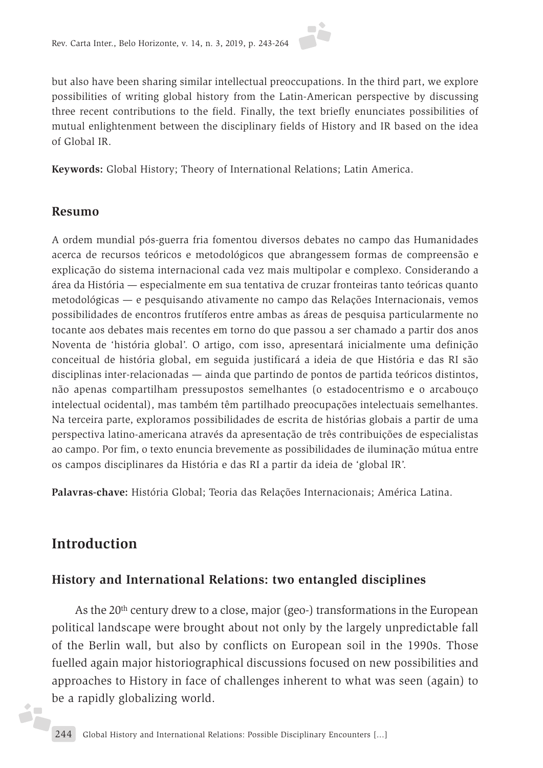but also have been sharing similar intellectual preoccupations. In the third part, we explore possibilities of writing global history from the Latin-American perspective by discussing three recent contributions to the field. Finally, the text briefly enunciates possibilities of mutual enlightenment between the disciplinary fields of History and IR based on the idea of Global IR.

**Keywords:** Global History; Theory of International Relations; Latin America.

## Resumo

A ordem mundial pós-guerra fria fomentou diversos debates no campo das Humanidades acerca de recursos teóricos e metodológicos que abrangessem formas de compreensão e explicação do sistema internacional cada vez mais multipolar e complexo. Considerando a área da História — especialmente em sua tentativa de cruzar fronteiras tanto teóricas quanto metodológicas — e pesquisando ativamente no campo das Relações Internacionais, vemos possibilidades de encontros frutíferos entre ambas as áreas de pesquisa particularmente no tocante aos debates mais recentes em torno do que passou a ser chamado a partir dos anos Noventa de 'história global'. O artigo, com isso, apresentará inicialmente uma definição conceitual de história global, em seguida justificará a ideia de que História e das RI são disciplinas inter-relacionadas — ainda que partindo de pontos de partida teóricos distintos, não apenas compartilham pressupostos semelhantes (o estadocentrismo e o arcabouço intelectual ocidental), mas também têm partilhado preocupações intelectuais semelhantes. Na terceira parte, exploramos possibilidades de escrita de histórias globais a partir de uma perspectiva latino-americana através da apresentação de três contribuições de especialistas ao campo. Por fim, o texto enuncia brevemente as possibilidades de iluminação mútua entre os campos disciplinares da História e das RI a partir da ideia de 'global IR'.

**Palavras-chave:** História Global; Teoria das Relações Internacionais; América Latina.

# Introduction

## History and International Relations: two entangled disciplines

As the 20th century drew to a close, major (geo-) transformations in the European political landscape were brought about not only by the largely unpredictable fall of the Berlin wall, but also by conflicts on European soil in the 1990s. Those fuelled again major historiographical discussions focused on new possibilities and approaches to History in face of challenges inherent to what was seen (again) to be a rapidly globalizing world.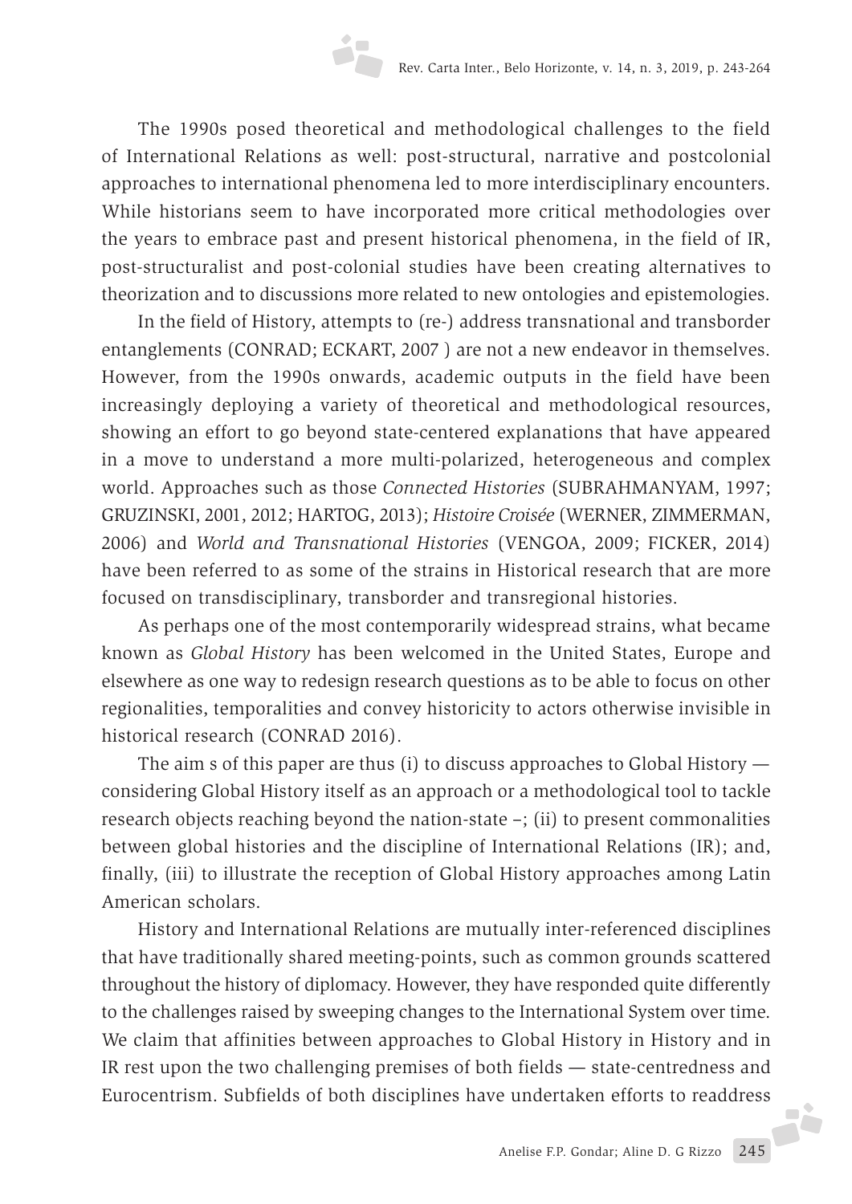The 1990s posed theoretical and methodological challenges to the field of International Relations as well: post-structural, narrative and postcolonial approaches to international phenomena led to more interdisciplinary encounters. While historians seem to have incorporated more critical methodologies over the years to embrace past and present historical phenomena, in the field of IR, post-structuralist and post-colonial studies have been creating alternatives to theorization and to discussions more related to new ontologies and epistemologies.

In the field of History, attempts to (re-) address transnational and transborder entanglements (CONRAD; ECKART, 2007 ) are not a new endeavor in themselves. However, from the 1990s onwards, academic outputs in the field have been increasingly deploying a variety of theoretical and methodological resources, showing an effort to go beyond state-centered explanations that have appeared in a move to understand a more multi-polarized, heterogeneous and complex world. Approaches such as those *Connected Histories* (SUBRAHMANYAM, 1997; GRUZINSKI, 2001, 2012; HARTOG, 2013); *Histoire Croisée* (WERNER, ZIMMERMAN, 2006) and *World and Transnational Histories* (VENGOA, 2009; FICKER, 2014) have been referred to as some of the strains in Historical research that are more focused on transdisciplinary, transborder and transregional histories.

As perhaps one of the most contemporarily widespread strains, what became known as *Global History* has been welcomed in the United States, Europe and elsewhere as one way to redesign research questions as to be able to focus on other regionalities, temporalities and convey historicity to actors otherwise invisible in historical research (CONRAD 2016).

The aim s of this paper are thus (i) to discuss approaches to Global History — considering Global History itself as an approach or a methodological tool to tackle research objects reaching beyond the nation-state –; (ii) to present commonalities between global histories and the discipline of International Relations (IR); and, finally, (iii) to illustrate the reception of Global History approaches among Latin American scholars.

History and International Relations are mutually inter-referenced disciplines that have traditionally shared meeting-points, such as common grounds scattered throughout the history of diplomacy. However, they have responded quite differently to the challenges raised by sweeping changes to the International System over time. We claim that affinities between approaches to Global History in History and in IR rest upon the two challenging premises of both fields — state-centredness and Eurocentrism. Subfields of both disciplines have undertaken efforts to readdress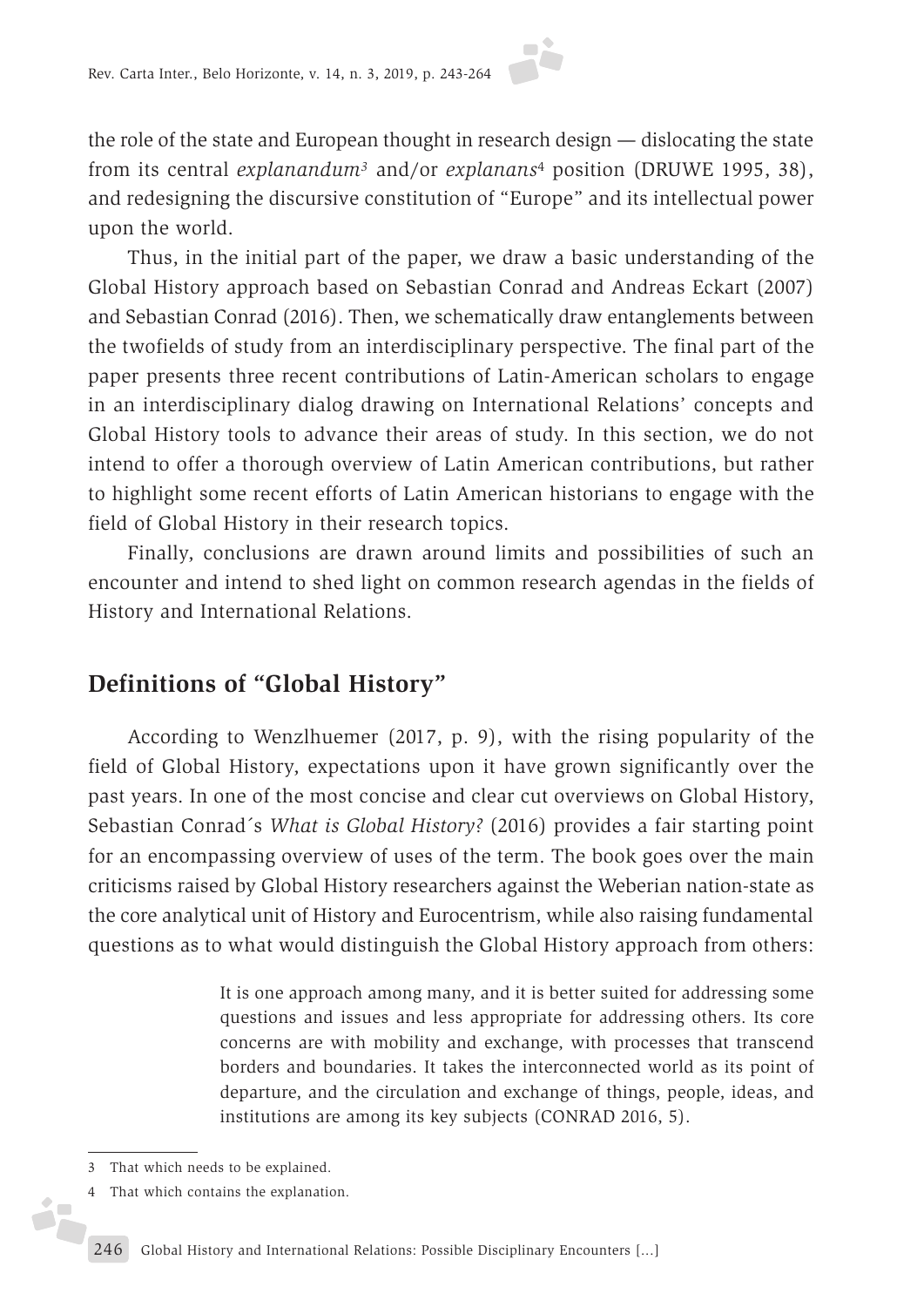the role of the state and European thought in research design — dislocating the state from its central *explanandum*[3] and/or *explanans*[4] position (DRUWE 1995, 38), and redesigning the discursive constitution of "Europe" and its intellectual power upon the world.

Thus, in the initial part of the paper, we draw a basic understanding of the Global History approach based on Sebastian Conrad and Andreas Eckart (2007) and Sebastian Conrad (2016). Then, we schematically draw entanglements between the twofields of study from an interdisciplinary perspective. The final part of the paper presents three recent contributions of Latin-American scholars to engage in an interdisciplinary dialog drawing on International Relations' concepts and Global History tools to advance their areas of study. In this section, we do not intend to offer a thorough overview of Latin American contributions, but rather to highlight some recent efforts of Latin American historians to engage with the field of Global History in their research topics.

Finally, conclusions are drawn around limits and possibilities of such an encounter and intend to shed light on common research agendas in the fields of History and International Relations.

## Definitions of "Global History"

According to Wenzlhuemer (2017, p. 9), with the rising popularity of the field of Global History, expectations upon it have grown significantly over the past years. In one of the most concise and clear cut overviews on Global History, Sebastian Conrad´s *What is Global History?* (2016) provides a fair starting point for an encompassing overview of uses of the term. The book goes over the main criticisms raised by Global History researchers against the Weberian nation-state as the core analytical unit of History and Eurocentrism, while also raising fundamental questions as to what would distinguish the Global History approach from others:

> It is one approach among many, and it is better suited for addressing some questions and issues and less appropriate for addressing others. Its core concerns are with mobility and exchange, with processes that transcend borders and boundaries. It takes the interconnected world as its point of departure, and the circulation and exchange of things, people, ideas, and institutions are among its key subjects (CONRAD 2016, 5).

---

3 That which needs to be explained.

4 That which contains the explanation.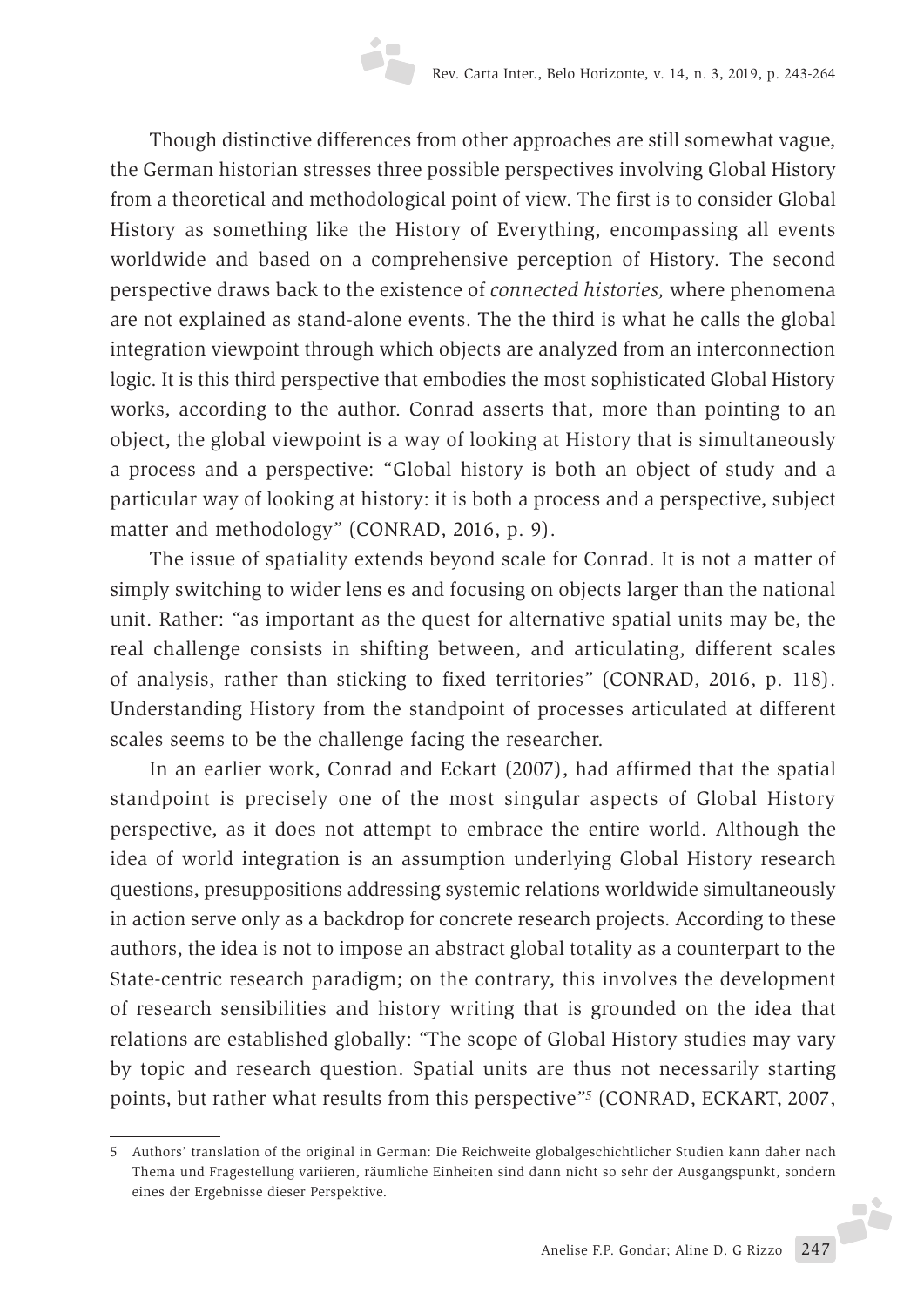Though distinctive differences from other approaches are still somewhat vague, the German historian stresses three possible perspectives involving Global History from a theoretical and methodological point of view. The first is to consider Global History as something like the History of Everything, encompassing all events worldwide and based on a comprehensive perception of History. The second perspective draws back to the existence of *connected histories,* where phenomena are not explained as stand-alone events. The the third is what he calls the global integration viewpoint through which objects are analyzed from an interconnection logic. It is this third perspective that embodies the most sophisticated Global History works, according to the author. Conrad asserts that, more than pointing to an object, the global viewpoint is a way of looking at History that is simultaneously a process and a perspective: "Global history is both an object of study and a particular way of looking at history: it is both a process and a perspective, subject matter and methodology" (CONRAD, 2016, p. 9).

The issue of spatiality extends beyond scale for Conrad. It is not a matter of simply switching to wider lens es and focusing on objects larger than the national unit. Rather: "as important as the quest for alternative spatial units may be, the real challenge consists in shifting between, and articulating, different scales of analysis, rather than sticking to fixed territories" (CONRAD, 2016, p. 118). Understanding History from the standpoint of processes articulated at different scales seems to be the challenge facing the researcher.

In an earlier work, Conrad and Eckart (2007), had affirmed that the spatial standpoint is precisely one of the most singular aspects of Global History perspective, as it does not attempt to embrace the entire world. Although the idea of world integration is an assumption underlying Global History research questions, presuppositions addressing systemic relations worldwide simultaneously in action serve only as a backdrop for concrete research projects. According to these authors, the idea is not to impose an abstract global totality as a counterpart to the State-centric research paradigm; on the contrary, this involves the development of research sensibilities and history writing that is grounded on the idea that relations are established globally: "The scope of Global History studies may vary by topic and research question. Spatial units are thus not necessarily starting points, but rather what results from this perspective"[5] (CONRAD, ECKART, 2007,

---

5 Authors' translation of the original in German: Die Reichweite globalgeschichtlicher Studien kann daher nach Thema und Fragestellung variieren, räumliche Einheiten sind dann nicht so sehr der Ausgangspunkt, sondern eines der Ergebnisse dieser Perspektive.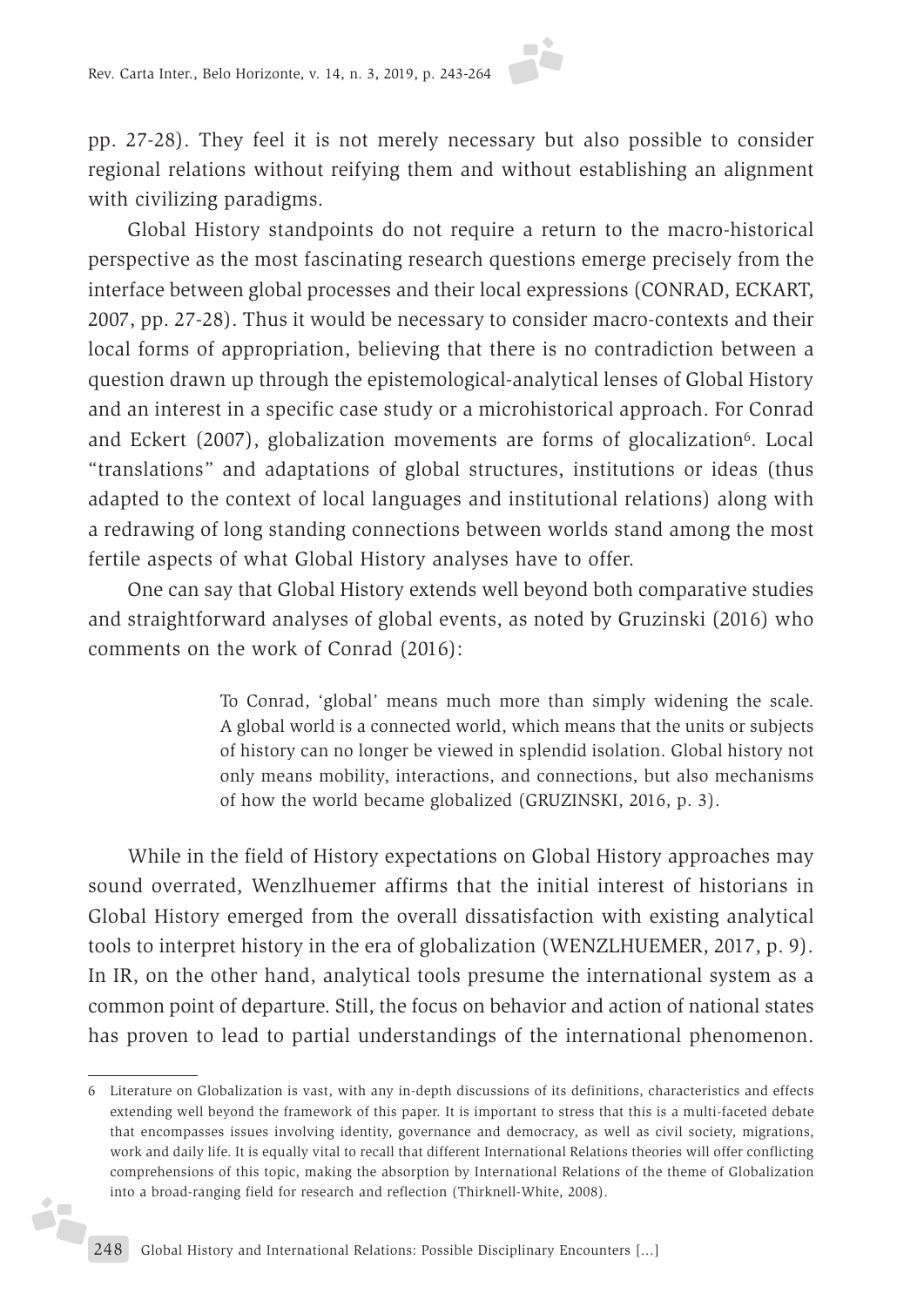pp. 27-28). They feel it is not merely necessary but also possible to consider regional relations without reifying them and without establishing an alignment with civilizing paradigms.

Global History standpoints do not require a return to the macro-historical perspective as the most fascinating research questions emerge precisely from the interface between global processes and their local expressions (CONRAD, ECKART, 2007, pp. 27-28). Thus it would be necessary to consider macro-contexts and their local forms of appropriation, believing that there is no contradiction between a question drawn up through the epistemological-analytical lenses of Global History and an interest in a specific case study or a microhistorical approach. For Conrad and Eckert (2007), globalization movements are forms of glocalization[6]. Local "translations" and adaptations of global structures, institutions or ideas (thus adapted to the context of local languages and institutional relations) along with a redrawing of long standing connections between worlds stand among the most fertile aspects of what Global History analyses have to offer.

One can say that Global History extends well beyond both comparative studies and straightforward analyses of global events, as noted by Gruzinski (2016) who comments on the work of Conrad (2016):

> To Conrad, 'global' means much more than simply widening the scale. A global world is a connected world, which means that the units or subjects of history can no longer be viewed in splendid isolation. Global history not only means mobility, interactions, and connections, but also mechanisms of how the world became globalized (GRUZINSKI, 2016, p. 3).

While in the field of History expectations on Global History approaches may sound overrated, Wenzlhuemer affirms that the initial interest of historians in Global History emerged from the overall dissatisfaction with existing analytical tools to interpret history in the era of globalization (WENZLHUEMER, 2017, p. 9). In IR, on the other hand, analytical tools presume the international system as a common point of departure. Still, the focus on behavior and action of national states has proven to lead to partial understandings of the international phenomenon.

---

6 Literature on Globalization is vast, with any in-depth discussions of its definitions, characteristics and effects extending well beyond the framework of this paper. It is important to stress that this is a multi-faceted debate that encompasses issues involving identity, governance and democracy, as well as civil society, migrations, work and daily life. It is equally vital to recall that different International Relations theories will offer conflicting comprehensions of this topic, making the absorption by International Relations of the theme of Globalization into a broad-ranging field for research and reflection (Thirknell-White, 2008).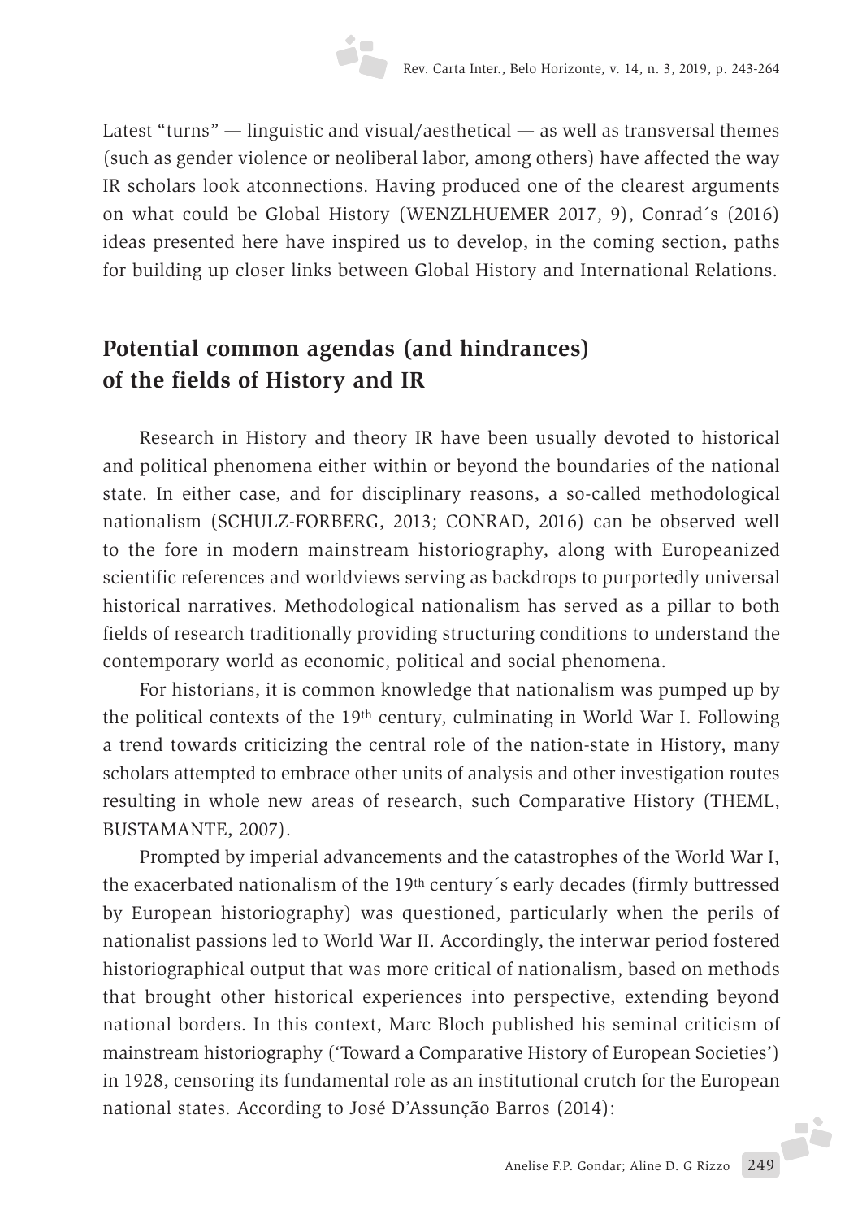Latest "turns" — linguistic and visual/aesthetical — as well as transversal themes (such as gender violence or neoliberal labor, among others) have affected the way IR scholars look atconnections. Having produced one of the clearest arguments on what could be Global History (WENZLHUEMER 2017, 9), Conrad´s (2016) ideas presented here have inspired us to develop, in the coming section, paths for building up closer links between Global History and International Relations.

## Potential common agendas (and hindrances) of the fields of History and IR

Research in History and theory IR have been usually devoted to historical and political phenomena either within or beyond the boundaries of the national state. In either case, and for disciplinary reasons, a so-called methodological nationalism (SCHULZ-FORBERG, 2013; CONRAD, 2016) can be observed well to the fore in modern mainstream historiography, along with Europeanized scientific references and worldviews serving as backdrops to purportedly universal historical narratives. Methodological nationalism has served as a pillar to both fields of research traditionally providing structuring conditions to understand the contemporary world as economic, political and social phenomena.

For historians, it is common knowledge that nationalism was pumped up by the political contexts of the 19th century, culminating in World War I. Following a trend towards criticizing the central role of the nation-state in History, many scholars attempted to embrace other units of analysis and other investigation routes resulting in whole new areas of research, such Comparative History (THEML, BUSTAMANTE, 2007).

Prompted by imperial advancements and the catastrophes of the World War I, the exacerbated nationalism of the 19th century´s early decades (firmly buttressed by European historiography) was questioned, particularly when the perils of nationalist passions led to World War II. Accordingly, the interwar period fostered historiographical output that was more critical of nationalism, based on methods that brought other historical experiences into perspective, extending beyond national borders. In this context, Marc Bloch published his seminal criticism of mainstream historiography ('Toward a Comparative History of European Societies') in 1928, censoring its fundamental role as an institutional crutch for the European national states. According to José D'Assunção Barros (2014):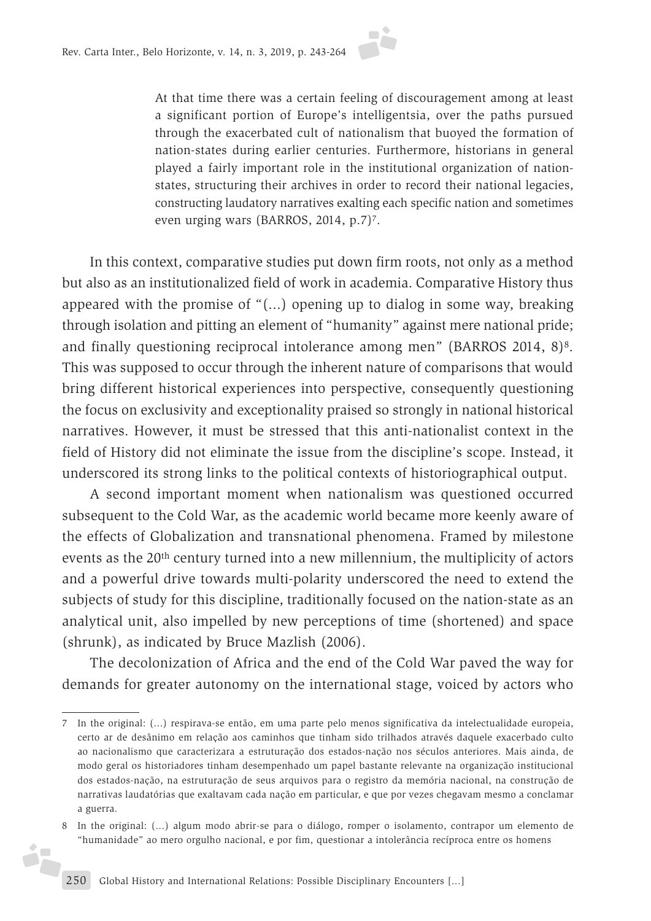> At that time there was a certain feeling of discouragement among at least a significant portion of Europe's intelligentsia, over the paths pursued through the exacerbated cult of nationalism that buoyed the formation of nation-states during earlier centuries. Furthermore, historians in general played a fairly important role in the institutional organization of nation-states, structuring their archives in order to record their national legacies, constructing laudatory narratives exalting each specific nation and sometimes even urging wars (BARROS, 2014, p.7)[7].

In this context, comparative studies put down firm roots, not only as a method but also as an institutionalized field of work in academia. Comparative History thus appeared with the promise of "(...) opening up to dialog in some way, breaking through isolation and pitting an element of "humanity" against mere national pride; and finally questioning reciprocal intolerance among men" (BARROS 2014, 8)[8]. This was supposed to occur through the inherent nature of comparisons that would bring different historical experiences into perspective, consequently questioning the focus on exclusivity and exceptionality praised so strongly in national historical narratives. However, it must be stressed that this anti-nationalist context in the field of History did not eliminate the issue from the discipline's scope. Instead, it underscored its strong links to the political contexts of historiographical output.

A second important moment when nationalism was questioned occurred subsequent to the Cold War, as the academic world became more keenly aware of the effects of Globalization and transnational phenomena. Framed by milestone events as the 20th century turned into a new millennium, the multiplicity of actors and a powerful drive towards multi-polarity underscored the need to extend the subjects of study for this discipline, traditionally focused on the nation-state as an analytical unit, also impelled by new perceptions of time (shortened) and space (shrunk), as indicated by Bruce Mazlish (2006).

The decolonization of Africa and the end of the Cold War paved the way for demands for greater autonomy on the international stage, voiced by actors who

---

7 In the original: (...) respirava-se então, em uma parte pelo menos significativa da intelectualidade europeia, certo ar de desânimo em relação aos caminhos que tinham sido trilhados através daquele exacerbado culto ao nacionalismo que caracterizara a estruturação dos estados-nação nos séculos anteriores. Mais ainda, de modo geral os historiadores tinham desempenhado um papel bastante relevante na organização institucional dos estados-nação, na estruturação de seus arquivos para o registro da memória nacional, na construção de narrativas laudatórias que exaltavam cada nação em particular, e que por vezes chegavam mesmo a conclamar a guerra.

8 In the original: (...) algum modo abrir-se para o diálogo, romper o isolamento, contrapor um elemento de "humanidade" ao mero orgulho nacional, e por fim, questionar a intolerância recíproca entre os homens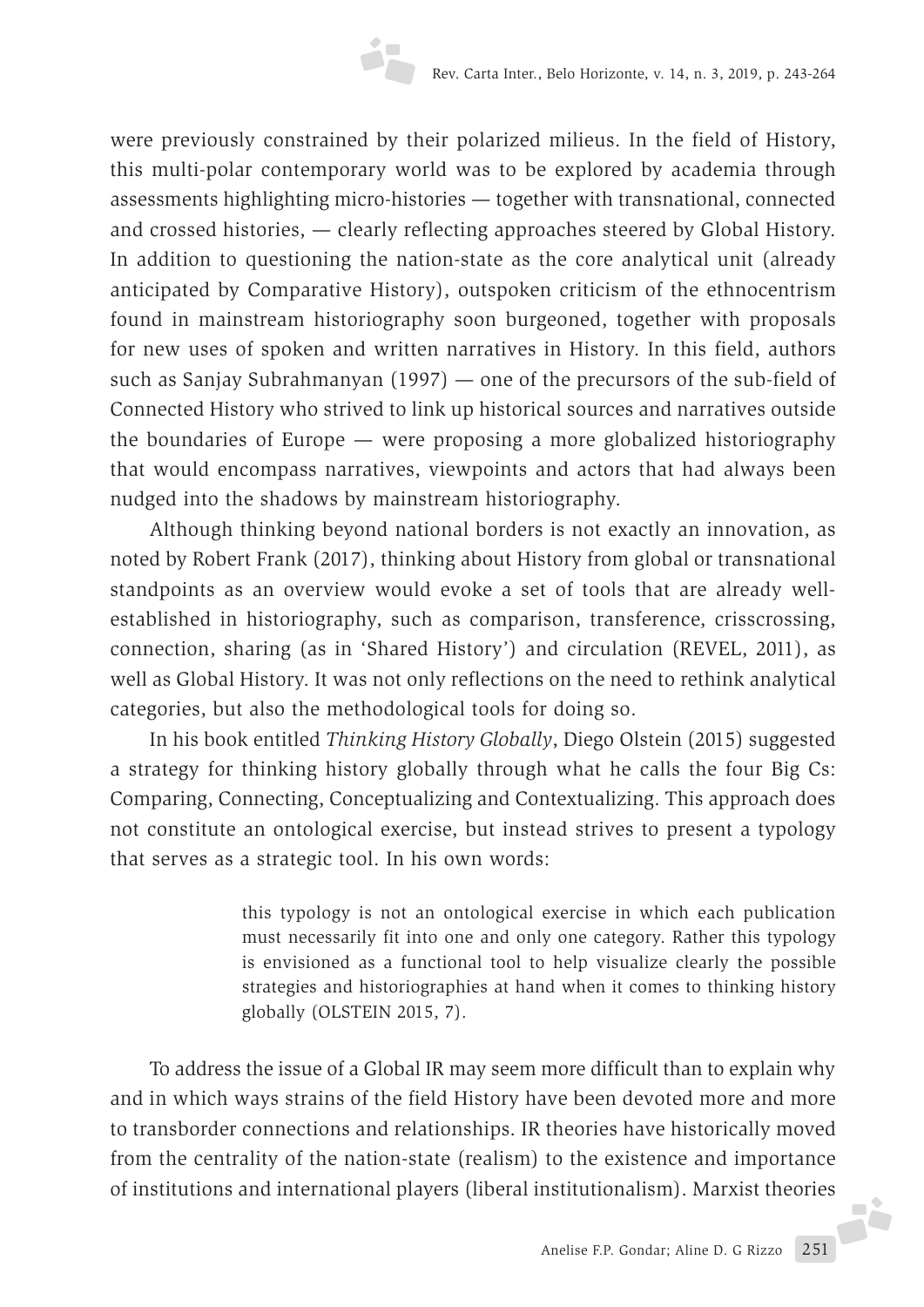were previously constrained by their polarized milieus. In the field of History, this multi-polar contemporary world was to be explored by academia through assessments highlighting micro-histories — together with transnational, connected and crossed histories, — clearly reflecting approaches steered by Global History. In addition to questioning the nation-state as the core analytical unit (already anticipated by Comparative History), outspoken criticism of the ethnocentrism found in mainstream historiography soon burgeoned, together with proposals for new uses of spoken and written narratives in History. In this field, authors such as Sanjay Subrahmanyan (1997) — one of the precursors of the sub-field of Connected History who strived to link up historical sources and narratives outside the boundaries of Europe — were proposing a more globalized historiography that would encompass narratives, viewpoints and actors that had always been nudged into the shadows by mainstream historiography.

Although thinking beyond national borders is not exactly an innovation, as noted by Robert Frank (2017), thinking about History from global or transnational standpoints as an overview would evoke a set of tools that are already well-established in historiography, such as comparison, transference, crisscrossing, connection, sharing (as in 'Shared History') and circulation (REVEL, 2011), as well as Global History. It was not only reflections on the need to rethink analytical categories, but also the methodological tools for doing so.

In his book entitled *Thinking History Globally*, Diego Olstein (2015) suggested a strategy for thinking history globally through what he calls the four Big Cs: Comparing, Connecting, Conceptualizing and Contextualizing. This approach does not constitute an ontological exercise, but instead strives to present a typology that serves as a strategic tool. In his own words:

> this typology is not an ontological exercise in which each publication must necessarily fit into one and only one category. Rather this typology is envisioned as a functional tool to help visualize clearly the possible strategies and historiographies at hand when it comes to thinking history globally (OLSTEIN 2015, 7).

To address the issue of a Global IR may seem more difficult than to explain why and in which ways strains of the field History have been devoted more and more to transborder connections and relationships. IR theories have historically moved from the centrality of the nation-state (realism) to the existence and importance of institutions and international players (liberal institutionalism). Marxist theories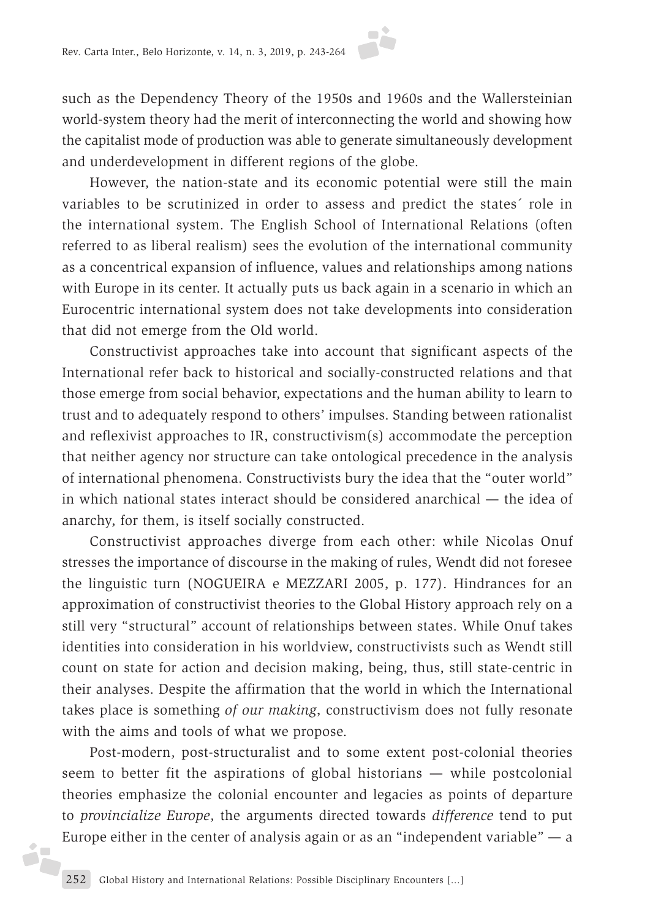such as the Dependency Theory of the 1950s and 1960s and the Wallersteinian world-system theory had the merit of interconnecting the world and showing how the capitalist mode of production was able to generate simultaneously development and underdevelopment in different regions of the globe.

However, the nation-state and its economic potential were still the main variables to be scrutinized in order to assess and predict the states´ role in the international system. The English School of International Relations (often referred to as liberal realism) sees the evolution of the international community as a concentrical expansion of influence, values and relationships among nations with Europe in its center. It actually puts us back again in a scenario in which an Eurocentric international system does not take developments into consideration that did not emerge from the Old world.

Constructivist approaches take into account that significant aspects of the International refer back to historical and socially-constructed relations and that those emerge from social behavior, expectations and the human ability to learn to trust and to adequately respond to others' impulses. Standing between rationalist and reflexivist approaches to IR, constructivism(s) accommodate the perception that neither agency nor structure can take ontological precedence in the analysis of international phenomena. Constructivists bury the idea that the "outer world" in which national states interact should be considered anarchical — the idea of anarchy, for them, is itself socially constructed.

Constructivist approaches diverge from each other: while Nicolas Onuf stresses the importance of discourse in the making of rules, Wendt did not foresee the linguistic turn (NOGUEIRA e MEZZARI 2005, p. 177). Hindrances for an approximation of constructivist theories to the Global History approach rely on a still very "structural" account of relationships between states. While Onuf takes identities into consideration in his worldview, constructivists such as Wendt still count on state for action and decision making, being, thus, still state-centric in their analyses. Despite the affirmation that the world in which the International takes place is something *of our making*, constructivism does not fully resonate with the aims and tools of what we propose.

Post-modern, post-structuralist and to some extent post-colonial theories seem to better fit the aspirations of global historians — while postcolonial theories emphasize the colonial encounter and legacies as points of departure to *provincialize Europe*, the arguments directed towards *difference* tend to put Europe either in the center of analysis again or as an "independent variable" — a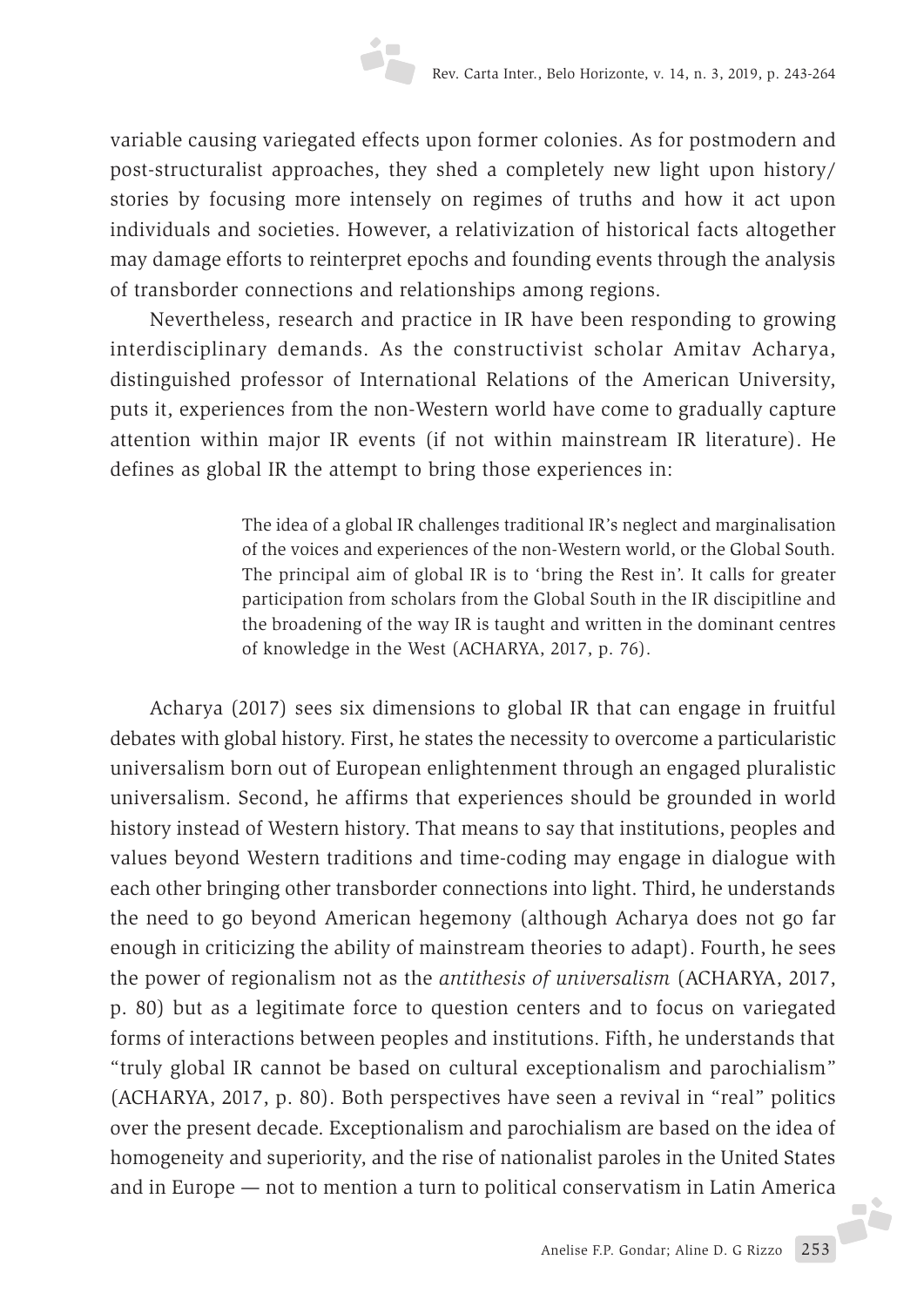variable causing variegated effects upon former colonies. As for postmodern and post-structuralist approaches, they shed a completely new light upon history/ stories by focusing more intensely on regimes of truths and how it act upon individuals and societies. However, a relativization of historical facts altogether may damage efforts to reinterpret epochs and founding events through the analysis of transborder connections and relationships among regions.

Nevertheless, research and practice in IR have been responding to growing interdisciplinary demands. As the constructivist scholar Amitav Acharya, distinguished professor of International Relations of the American University, puts it, experiences from the non-Western world have come to gradually capture attention within major IR events (if not within mainstream IR literature). He defines as global IR the attempt to bring those experiences in:

> The idea of a global IR challenges traditional IR's neglect and marginalisation of the voices and experiences of the non-Western world, or the Global South. The principal aim of global IR is to 'bring the Rest in'. It calls for greater participation from scholars from the Global South in the IR discipitline and the broadening of the way IR is taught and written in the dominant centres of knowledge in the West (ACHARYA, 2017, p. 76).

Acharya (2017) sees six dimensions to global IR that can engage in fruitful debates with global history. First, he states the necessity to overcome a particularistic universalism born out of European enlightenment through an engaged pluralistic universalism. Second, he affirms that experiences should be grounded in world history instead of Western history. That means to say that institutions, peoples and values beyond Western traditions and time-coding may engage in dialogue with each other bringing other transborder connections into light. Third, he understands the need to go beyond American hegemony (although Acharya does not go far enough in criticizing the ability of mainstream theories to adapt). Fourth, he sees the power of regionalism not as the *antithesis of universalism* (ACHARYA, 2017, p. 80) but as a legitimate force to question centers and to focus on variegated forms of interactions between peoples and institutions. Fifth, he understands that "truly global IR cannot be based on cultural exceptionalism and parochialism" (ACHARYA, 2017, p. 80). Both perspectives have seen a revival in "real" politics over the present decade. Exceptionalism and parochialism are based on the idea of homogeneity and superiority, and the rise of nationalist paroles in the United States and in Europe — not to mention a turn to political conservatism in Latin America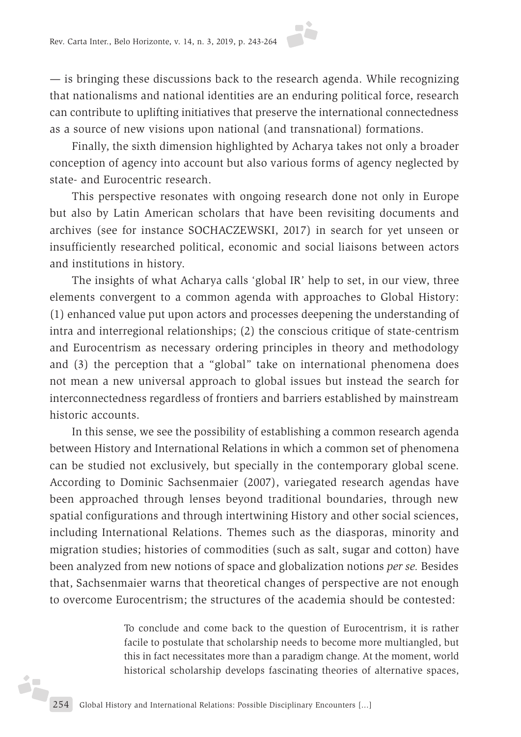— is bringing these discussions back to the research agenda. While recognizing that nationalisms and national identities are an enduring political force, research can contribute to uplifting initiatives that preserve the international connectedness as a source of new visions upon national (and transnational) formations.

Finally, the sixth dimension highlighted by Acharya takes not only a broader conception of agency into account but also various forms of agency neglected by state- and Eurocentric research.

This perspective resonates with ongoing research done not only in Europe but also by Latin American scholars that have been revisiting documents and archives (see for instance SOCHACZEWSKI, 2017) in search for yet unseen or insufficiently researched political, economic and social liaisons between actors and institutions in history.

The insights of what Acharya calls 'global IR' help to set, in our view, three elements convergent to a common agenda with approaches to Global History: (1) enhanced value put upon actors and processes deepening the understanding of intra and interregional relationships; (2) the conscious critique of state-centrism and Eurocentrism as necessary ordering principles in theory and methodology and (3) the perception that a "global" take on international phenomena does not mean a new universal approach to global issues but instead the search for interconnectedness regardless of frontiers and barriers established by mainstream historic accounts.

In this sense, we see the possibility of establishing a common research agenda between History and International Relations in which a common set of phenomena can be studied not exclusively, but specially in the contemporary global scene. According to Dominic Sachsenmaier (2007), variegated research agendas have been approached through lenses beyond traditional boundaries, through new spatial configurations and through intertwining History and other social sciences, including International Relations. Themes such as the diasporas, minority and migration studies; histories of commodities (such as salt, sugar and cotton) have been analyzed from new notions of space and globalization notions *per se*. Besides that, Sachsenmaier warns that theoretical changes of perspective are not enough to overcome Eurocentrism; the structures of the academia should be contested:

> To conclude and come back to the question of Eurocentrism, it is rather facile to postulate that scholarship needs to become more multiangled, but this in fact necessitates more than a paradigm change. At the moment, world historical scholarship develops fascinating theories of alternative spaces,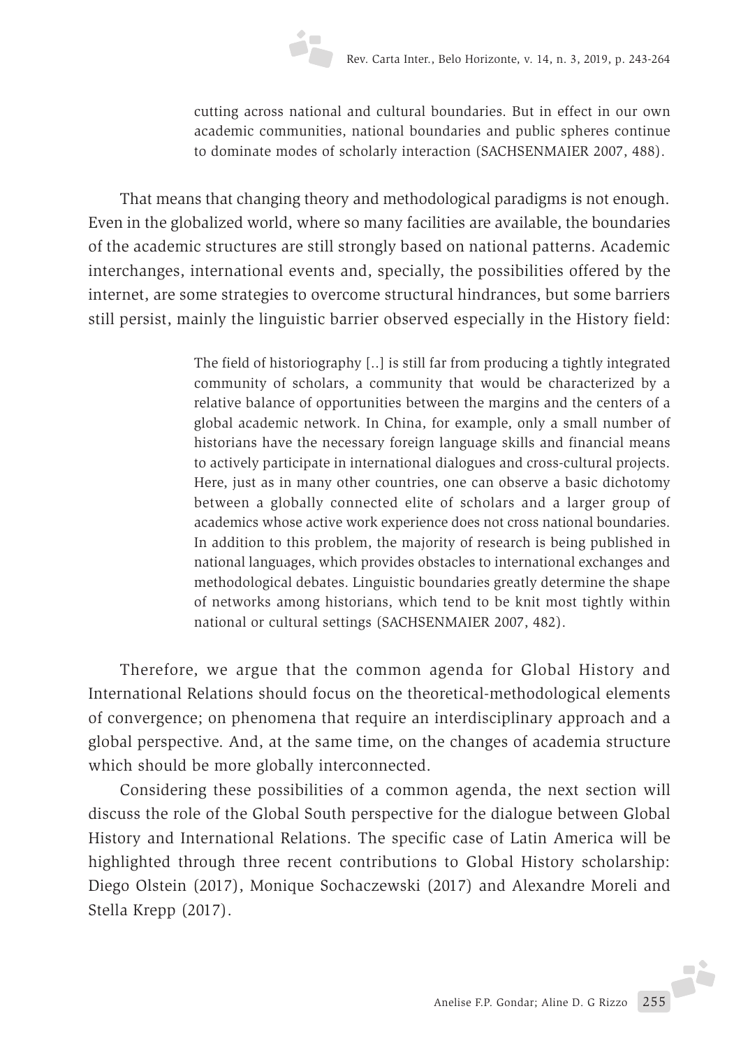> cutting across national and cultural boundaries. But in effect in our own academic communities, national boundaries and public spheres continue to dominate modes of scholarly interaction (SACHSENMAIER 2007, 488).

That means that changing theory and methodological paradigms is not enough. Even in the globalized world, where so many facilities are available, the boundaries of the academic structures are still strongly based on national patterns. Academic interchanges, international events and, specially, the possibilities offered by the internet, are some strategies to overcome structural hindrances, but some barriers still persist, mainly the linguistic barrier observed especially in the History field:

> The field of historiography [..] is still far from producing a tightly integrated community of scholars, a community that would be characterized by a relative balance of opportunities between the margins and the centers of a global academic network. In China, for example, only a small number of historians have the necessary foreign language skills and financial means to actively participate in international dialogues and cross-cultural projects. Here, just as in many other countries, one can observe a basic dichotomy between a globally connected elite of scholars and a larger group of academics whose active work experience does not cross national boundaries. In addition to this problem, the majority of research is being published in national languages, which provides obstacles to international exchanges and methodological debates. Linguistic boundaries greatly determine the shape of networks among historians, which tend to be knit most tightly within national or cultural settings (SACHSENMAIER 2007, 482).

Therefore, we argue that the common agenda for Global History and International Relations should focus on the theoretical-methodological elements of convergence; on phenomena that require an interdisciplinary approach and a global perspective. And, at the same time, on the changes of academia structure which should be more globally interconnected.

Considering these possibilities of a common agenda, the next section will discuss the role of the Global South perspective for the dialogue between Global History and International Relations. The specific case of Latin America will be highlighted through three recent contributions to Global History scholarship: Diego Olstein (2017), Monique Sochaczewski (2017) and Alexandre Moreli and Stella Krepp (2017).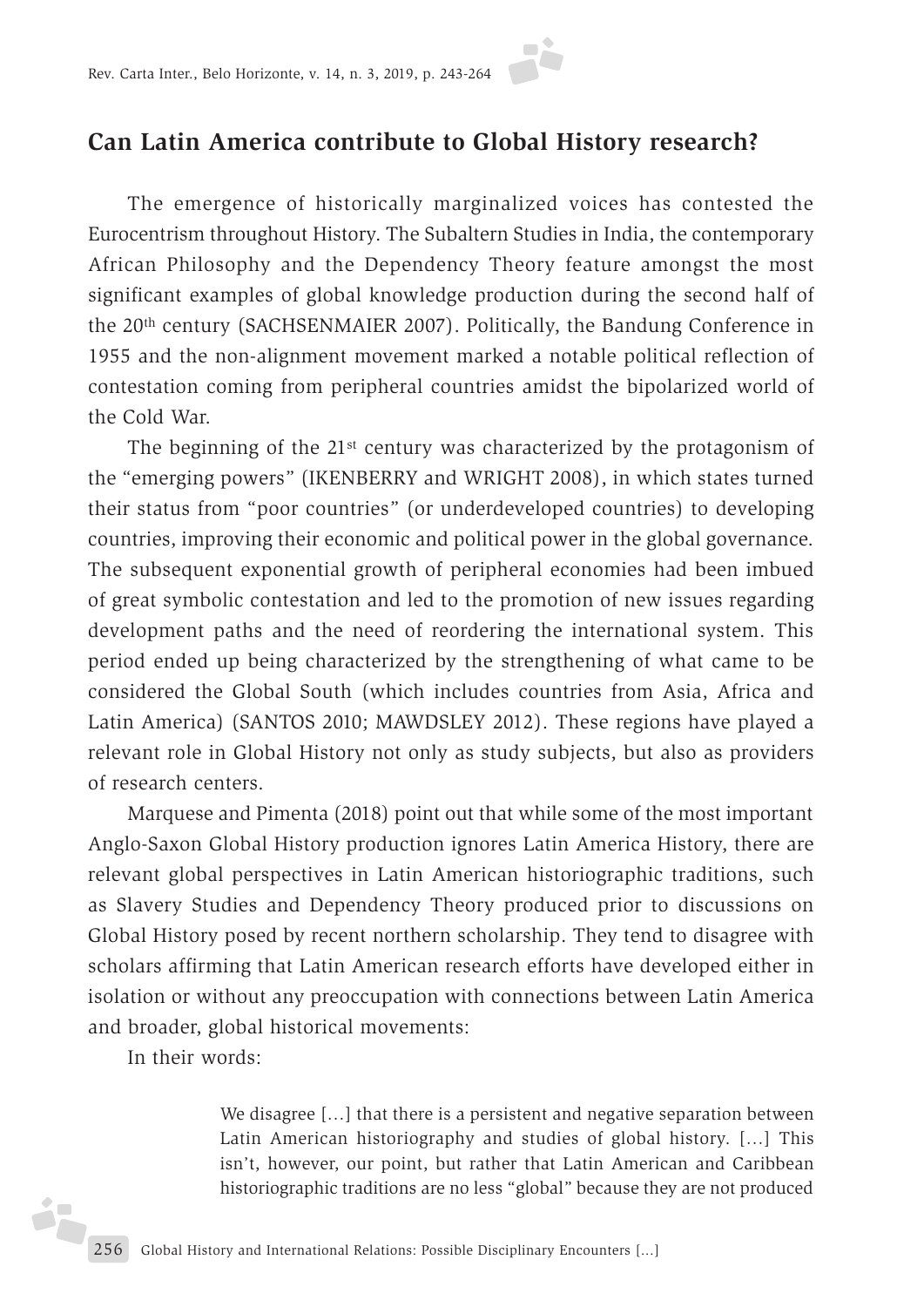## Can Latin America contribute to Global History research?

The emergence of historically marginalized voices has contested the Eurocentrism throughout History. The Subaltern Studies in India, the contemporary African Philosophy and the Dependency Theory feature amongst the most significant examples of global knowledge production during the second half of the 20th century (SACHSENMAIER 2007). Politically, the Bandung Conference in 1955 and the non-alignment movement marked a notable political reflection of contestation coming from peripheral countries amidst the bipolarized world of the Cold War.

The beginning of the 21st century was characterized by the protagonism of the "emerging powers" (IKENBERRY and WRIGHT 2008), in which states turned their status from "poor countries" (or underdeveloped countries) to developing countries, improving their economic and political power in the global governance. The subsequent exponential growth of peripheral economies had been imbued of great symbolic contestation and led to the promotion of new issues regarding development paths and the need of reordering the international system. This period ended up being characterized by the strengthening of what came to be considered the Global South (which includes countries from Asia, Africa and Latin America) (SANTOS 2010; MAWDSLEY 2012). These regions have played a relevant role in Global History not only as study subjects, but also as providers of research centers.

Marquese and Pimenta (2018) point out that while some of the most important Anglo-Saxon Global History production ignores Latin America History, there are relevant global perspectives in Latin American historiographic traditions, such as Slavery Studies and Dependency Theory produced prior to discussions on Global History posed by recent northern scholarship. They tend to disagree with scholars affirming that Latin American research efforts have developed either in isolation or without any preoccupation with connections between Latin America and broader, global historical movements:

In their words:

> We disagree […] that there is a persistent and negative separation between Latin American historiography and studies of global history. […] This isn't, however, our point, but rather that Latin American and Caribbean historiographic traditions are no less "global" because they are not produced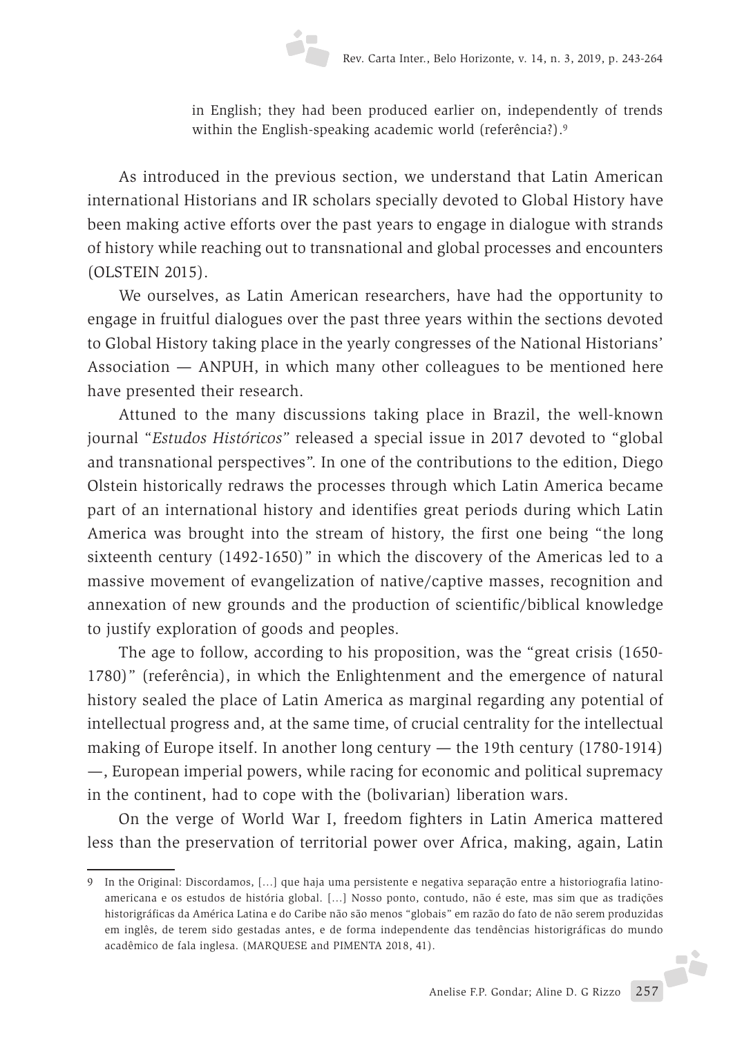in English; they had been produced earlier on, independently of trends within the English-speaking academic world (referência?).[9]

As introduced in the previous section, we understand that Latin American international Historians and IR scholars specially devoted to Global History have been making active efforts over the past years to engage in dialogue with strands of history while reaching out to transnational and global processes and encounters (OLSTEIN 2015).

We ourselves, as Latin American researchers, have had the opportunity to engage in fruitful dialogues over the past three years within the sections devoted to Global History taking place in the yearly congresses of the National Historians' Association — ANPUH, in which many other colleagues to be mentioned here have presented their research.

Attuned to the many discussions taking place in Brazil, the well-known journal "*Estudos Históricos*" released a special issue in 2017 devoted to "global and transnational perspectives". In one of the contributions to the edition, Diego Olstein historically redraws the processes through which Latin America became part of an international history and identifies great periods during which Latin America was brought into the stream of history, the first one being "the long sixteenth century (1492-1650)" in which the discovery of the Americas led to a massive movement of evangelization of native/captive masses, recognition and annexation of new grounds and the production of scientific/biblical knowledge to justify exploration of goods and peoples.

The age to follow, according to his proposition, was the "great crisis (1650-1780)" (referência), in which the Enlightenment and the emergence of natural history sealed the place of Latin America as marginal regarding any potential of intellectual progress and, at the same time, of crucial centrality for the intellectual making of Europe itself. In another long century — the 19th century (1780-1914) —, European imperial powers, while racing for economic and political supremacy in the continent, had to cope with the (bolivarian) liberation wars.

On the verge of World War I, freedom fighters in Latin America mattered less than the preservation of territorial power over Africa, making, again, Latin

---

9 In the Original: Discordamos, [...] que haja uma persistente e negativa separação entre a historiografia latino-americana e os estudos de história global. [...] Nosso ponto, contudo, não é este, mas sim que as tradições historigráficas da América Latina e do Caribe não são menos "globais" em razão do fato de não serem produzidas em inglês, de terem sido gestadas antes, e de forma independente das tendências historigráficas do mundo acadêmico de fala inglesa. (MARQUESE and PIMENTA 2018, 41).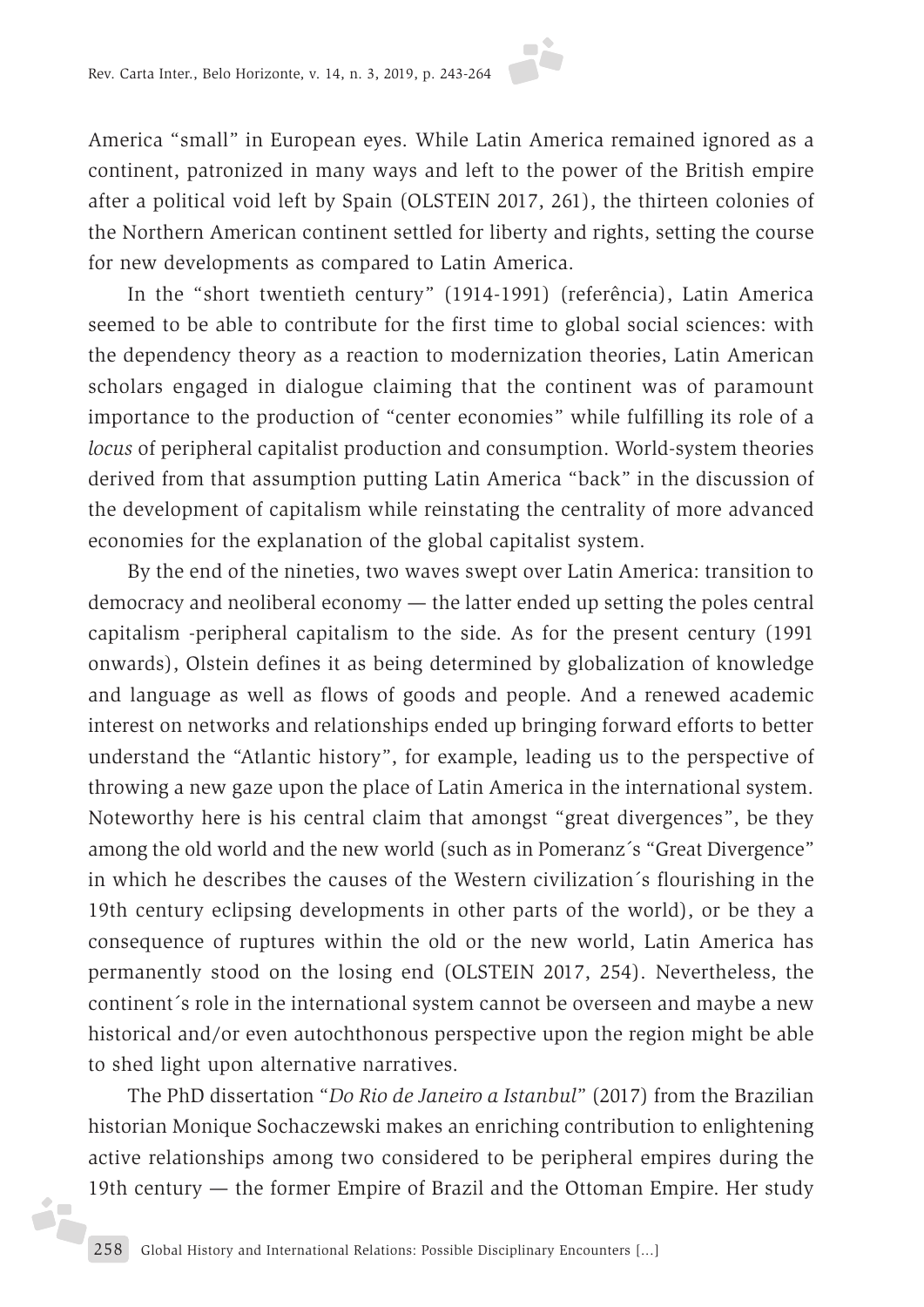America "small" in European eyes. While Latin America remained ignored as a continent, patronized in many ways and left to the power of the British empire after a political void left by Spain (OLSTEIN 2017, 261), the thirteen colonies of the Northern American continent settled for liberty and rights, setting the course for new developments as compared to Latin America.

In the "short twentieth century" (1914-1991) (referência), Latin America seemed to be able to contribute for the first time to global social sciences: with the dependency theory as a reaction to modernization theories, Latin American scholars engaged in dialogue claiming that the continent was of paramount importance to the production of "center economies" while fulfilling its role of a *locus* of peripheral capitalist production and consumption. World-system theories derived from that assumption putting Latin America "back" in the discussion of the development of capitalism while reinstating the centrality of more advanced economies for the explanation of the global capitalist system.

By the end of the nineties, two waves swept over Latin America: transition to democracy and neoliberal economy — the latter ended up setting the poles central capitalism -peripheral capitalism to the side. As for the present century (1991 onwards), Olstein defines it as being determined by globalization of knowledge and language as well as flows of goods and people. And a renewed academic interest on networks and relationships ended up bringing forward efforts to better understand the "Atlantic history", for example, leading us to the perspective of throwing a new gaze upon the place of Latin America in the international system. Noteworthy here is his central claim that amongst "great divergences", be they among the old world and the new world (such as in Pomeranz´s "Great Divergence" in which he describes the causes of the Western civilization´s flourishing in the 19th century eclipsing developments in other parts of the world), or be they a consequence of ruptures within the old or the new world, Latin America has permanently stood on the losing end (OLSTEIN 2017, 254). Nevertheless, the continent´s role in the international system cannot be overseen and maybe a new historical and/or even autochthonous perspective upon the region might be able to shed light upon alternative narratives.

The PhD dissertation "*Do Rio de Janeiro a Istanbul*" (2017) from the Brazilian historian Monique Sochaczewski makes an enriching contribution to enlightening active relationships among two considered to be peripheral empires during the 19th century — the former Empire of Brazil and the Ottoman Empire. Her study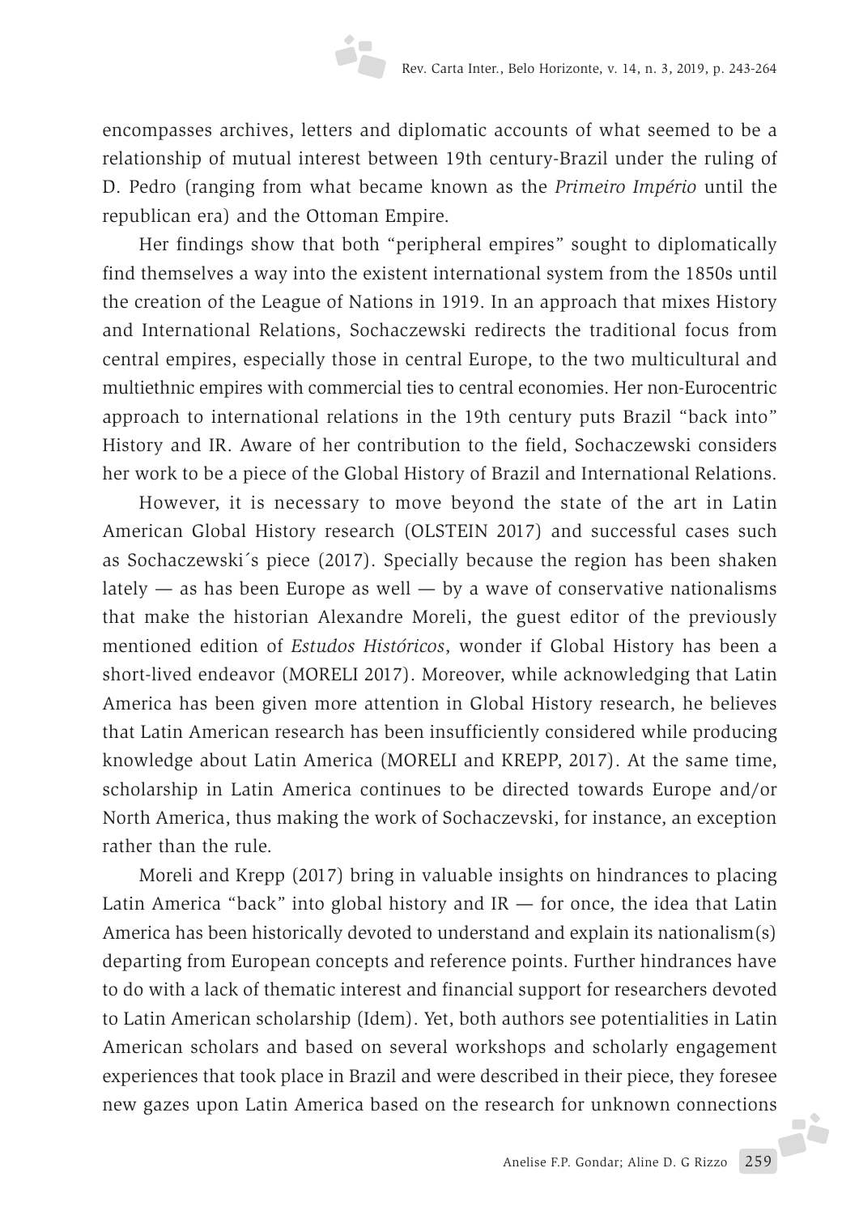encompasses archives, letters and diplomatic accounts of what seemed to be a relationship of mutual interest between 19th century-Brazil under the ruling of D. Pedro (ranging from what became known as the *Primeiro Império* until the republican era) and the Ottoman Empire.

Her findings show that both "peripheral empires" sought to diplomatically find themselves a way into the existent international system from the 1850s until the creation of the League of Nations in 1919. In an approach that mixes History and International Relations, Sochaczewski redirects the traditional focus from central empires, especially those in central Europe, to the two multicultural and multiethnic empires with commercial ties to central economies. Her non-Eurocentric approach to international relations in the 19th century puts Brazil "back into" History and IR. Aware of her contribution to the field, Sochaczewski considers her work to be a piece of the Global History of Brazil and International Relations.

However, it is necessary to move beyond the state of the art in Latin American Global History research (OLSTEIN 2017) and successful cases such as Sochaczewski´s piece (2017). Specially because the region has been shaken lately — as has been Europe as well — by a wave of conservative nationalisms that make the historian Alexandre Moreli, the guest editor of the previously mentioned edition of *Estudos Históricos*, wonder if Global History has been a short-lived endeavor (MORELI 2017). Moreover, while acknowledging that Latin America has been given more attention in Global History research, he believes that Latin American research has been insufficiently considered while producing knowledge about Latin America (MORELI and KREPP, 2017). At the same time, scholarship in Latin America continues to be directed towards Europe and/or North America, thus making the work of Sochaczevski, for instance, an exception rather than the rule.

Moreli and Krepp (2017) bring in valuable insights on hindrances to placing Latin America "back" into global history and IR — for once, the idea that Latin America has been historically devoted to understand and explain its nationalism(s) departing from European concepts and reference points. Further hindrances have to do with a lack of thematic interest and financial support for researchers devoted to Latin American scholarship (Idem). Yet, both authors see potentialities in Latin American scholars and based on several workshops and scholarly engagement experiences that took place in Brazil and were described in their piece, they foresee new gazes upon Latin America based on the research for unknown connections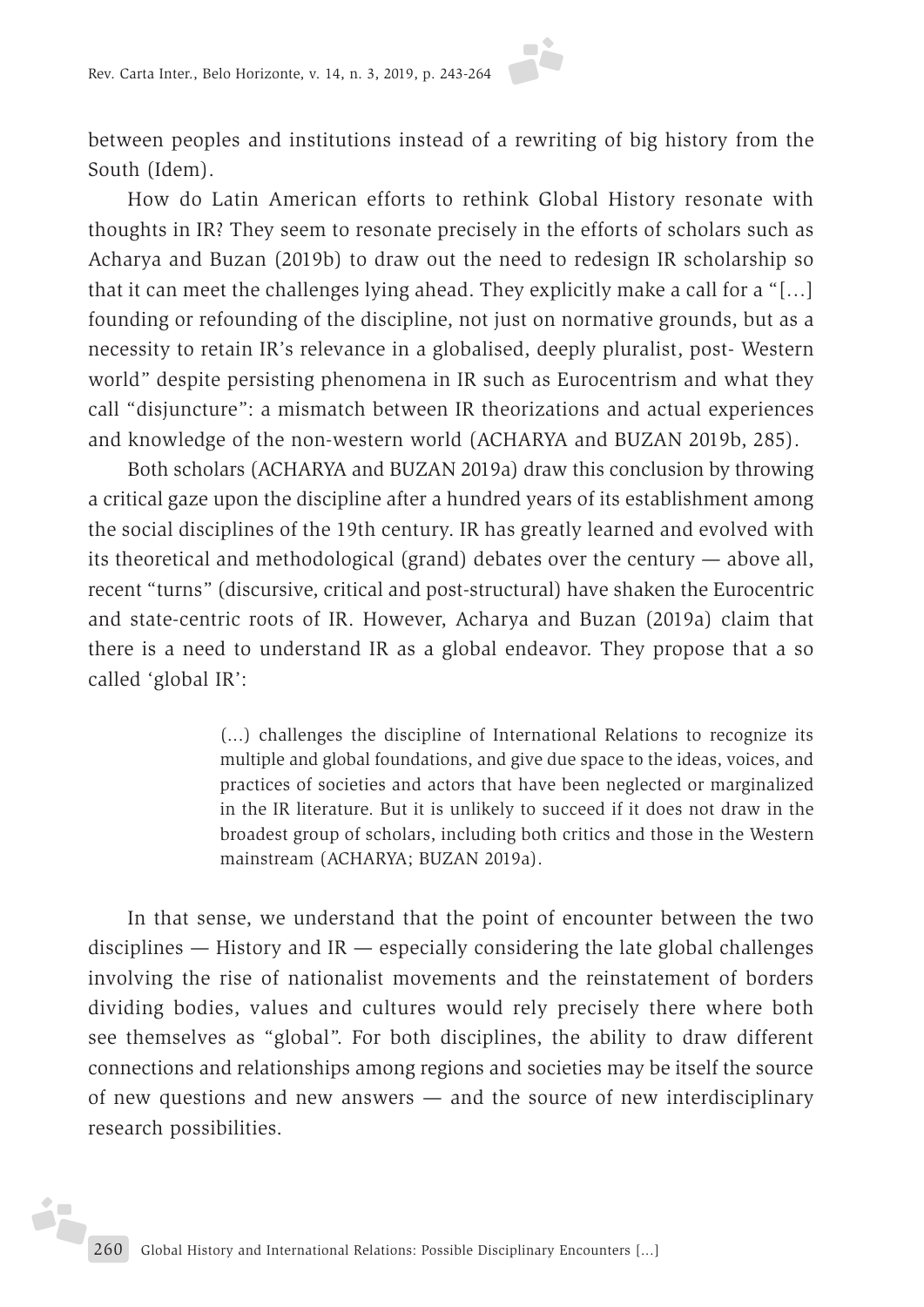between peoples and institutions instead of a rewriting of big history from the South (Idem).

How do Latin American efforts to rethink Global History resonate with thoughts in IR? They seem to resonate precisely in the efforts of scholars such as Acharya and Buzan (2019b) to draw out the need to redesign IR scholarship so that it can meet the challenges lying ahead. They explicitly make a call for a "[…] founding or refounding of the discipline, not just on normative grounds, but as a necessity to retain IR's relevance in a globalised, deeply pluralist, post- Western world" despite persisting phenomena in IR such as Eurocentrism and what they call "disjuncture": a mismatch between IR theorizations and actual experiences and knowledge of the non-western world (ACHARYA and BUZAN 2019b, 285).

Both scholars (ACHARYA and BUZAN 2019a) draw this conclusion by throwing a critical gaze upon the discipline after a hundred years of its establishment among the social disciplines of the 19th century. IR has greatly learned and evolved with its theoretical and methodological (grand) debates over the century — above all, recent "turns" (discursive, critical and post-structural) have shaken the Eurocentric and state-centric roots of IR. However, Acharya and Buzan (2019a) claim that there is a need to understand IR as a global endeavor. They propose that a so called 'global IR':

> (…) challenges the discipline of International Relations to recognize its multiple and global foundations, and give due space to the ideas, voices, and practices of societies and actors that have been neglected or marginalized in the IR literature. But it is unlikely to succeed if it does not draw in the broadest group of scholars, including both critics and those in the Western mainstream (ACHARYA; BUZAN 2019a).

In that sense, we understand that the point of encounter between the two disciplines — History and IR — especially considering the late global challenges involving the rise of nationalist movements and the reinstatement of borders dividing bodies, values and cultures would rely precisely there where both see themselves as "global". For both disciplines, the ability to draw different connections and relationships among regions and societies may be itself the source of new questions and new answers — and the source of new interdisciplinary research possibilities.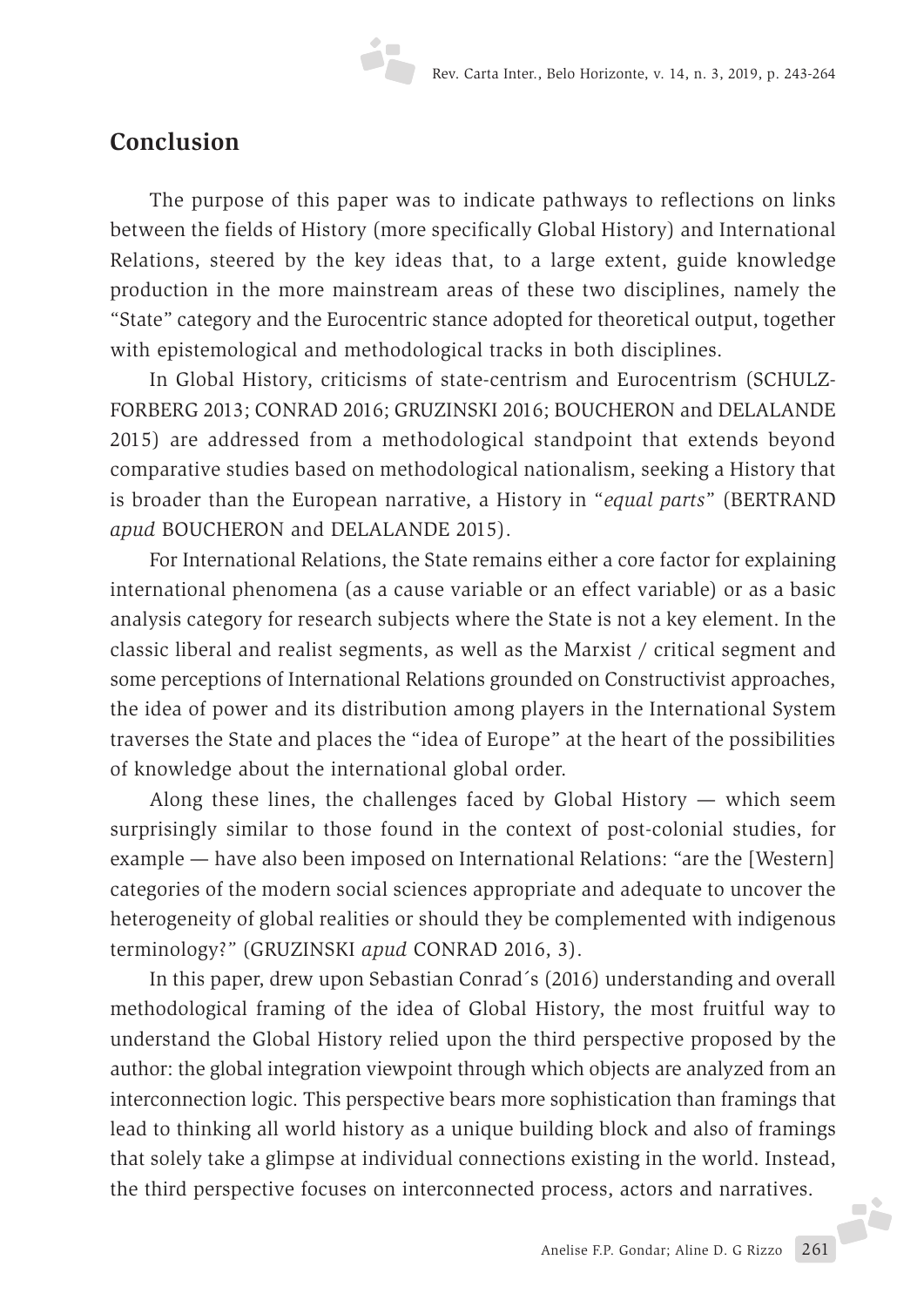## Conclusion

The purpose of this paper was to indicate pathways to reflections on links between the fields of History (more specifically Global History) and International Relations, steered by the key ideas that, to a large extent, guide knowledge production in the more mainstream areas of these two disciplines, namely the "State" category and the Eurocentric stance adopted for theoretical output, together with epistemological and methodological tracks in both disciplines.

In Global History, criticisms of state-centrism and Eurocentrism (SCHULZ-FORBERG 2013; CONRAD 2016; GRUZINSKI 2016; BOUCHERON and DELALANDE 2015) are addressed from a methodological standpoint that extends beyond comparative studies based on methodological nationalism, seeking a History that is broader than the European narrative, a History in "*equal parts*" (BERTRAND *apud* BOUCHERON and DELALANDE 2015).

For International Relations, the State remains either a core factor for explaining international phenomena (as a cause variable or an effect variable) or as a basic analysis category for research subjects where the State is not a key element. In the classic liberal and realist segments, as well as the Marxist / critical segment and some perceptions of International Relations grounded on Constructivist approaches, the idea of power and its distribution among players in the International System traverses the State and places the "idea of Europe" at the heart of the possibilities of knowledge about the international global order.

Along these lines, the challenges faced by Global History — which seem surprisingly similar to those found in the context of post-colonial studies, for example — have also been imposed on International Relations: "are the [Western] categories of the modern social sciences appropriate and adequate to uncover the heterogeneity of global realities or should they be complemented with indigenous terminology?" (GRUZINSKI *apud* CONRAD 2016, 3).

In this paper, drew upon Sebastian Conrad´s (2016) understanding and overall methodological framing of the idea of Global History, the most fruitful way to understand the Global History relied upon the third perspective proposed by the author: the global integration viewpoint through which objects are analyzed from an interconnection logic. This perspective bears more sophistication than framings that lead to thinking all world history as a unique building block and also of framings that solely take a glimpse at individual connections existing in the world. Instead, the third perspective focuses on interconnected process, actors and narratives.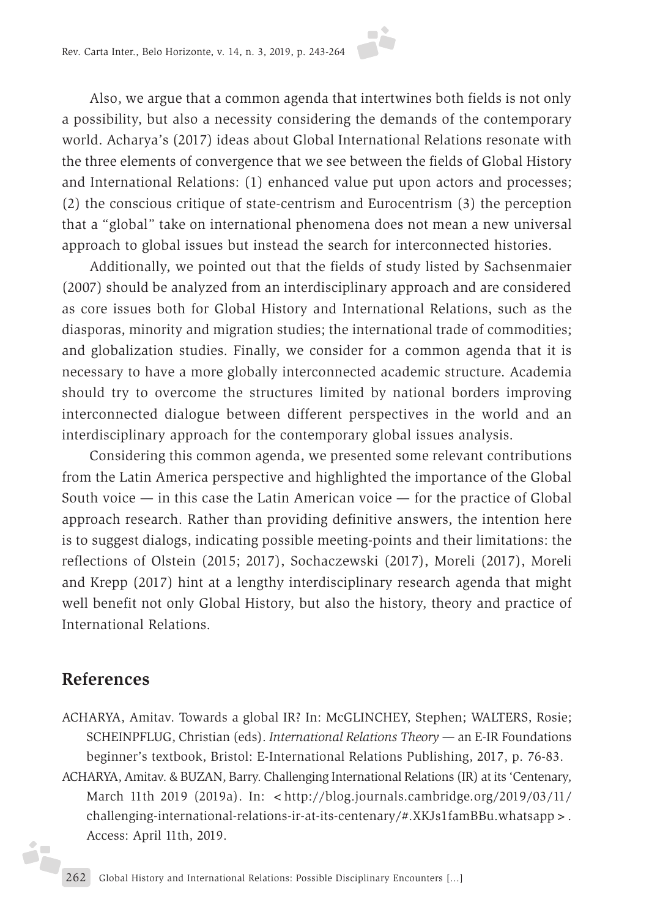Also, we argue that a common agenda that intertwines both fields is not only a possibility, but also a necessity considering the demands of the contemporary world. Acharya's (2017) ideas about Global International Relations resonate with the three elements of convergence that we see between the fields of Global History and International Relations: (1) enhanced value put upon actors and processes; (2) the conscious critique of state-centrism and Eurocentrism (3) the perception that a "global" take on international phenomena does not mean a new universal approach to global issues but instead the search for interconnected histories.

Additionally, we pointed out that the fields of study listed by Sachsenmaier (2007) should be analyzed from an interdisciplinary approach and are considered as core issues both for Global History and International Relations, such as the diasporas, minority and migration studies; the international trade of commodities; and globalization studies. Finally, we consider for a common agenda that it is necessary to have a more globally interconnected academic structure. Academia should try to overcome the structures limited by national borders improving interconnected dialogue between different perspectives in the world and an interdisciplinary approach for the contemporary global issues analysis.

Considering this common agenda, we presented some relevant contributions from the Latin America perspective and highlighted the importance of the Global South voice — in this case the Latin American voice — for the practice of Global approach research. Rather than providing definitive answers, the intention here is to suggest dialogs, indicating possible meeting-points and their limitations: the reflections of Olstein (2015; 2017), Sochaczewski (2017), Moreli (2017), Moreli and Krepp (2017) hint at a lengthy interdisciplinary research agenda that might well benefit not only Global History, but also the history, theory and practice of International Relations.

## References

ACHARYA, Amitav. Towards a global IR? In: McGLINCHEY, Stephen; WALTERS, Rosie; SCHEINPFLUG, Christian (eds). *International Relations Theory* — an E-IR Foundations beginner's textbook, Bristol: E-International Relations Publishing, 2017, p. 76-83.

ACHARYA, Amitav. & BUZAN, Barry. Challenging International Relations (IR) at its 'Centenary, March 11th 2019 (2019a). In: <http://blog.journals.cambridge.org/2019/03/11/challenging-international-relations-ir-at-its-centenary/#.XKJs1famBBu.whatsapp>. Access: April 11th, 2019.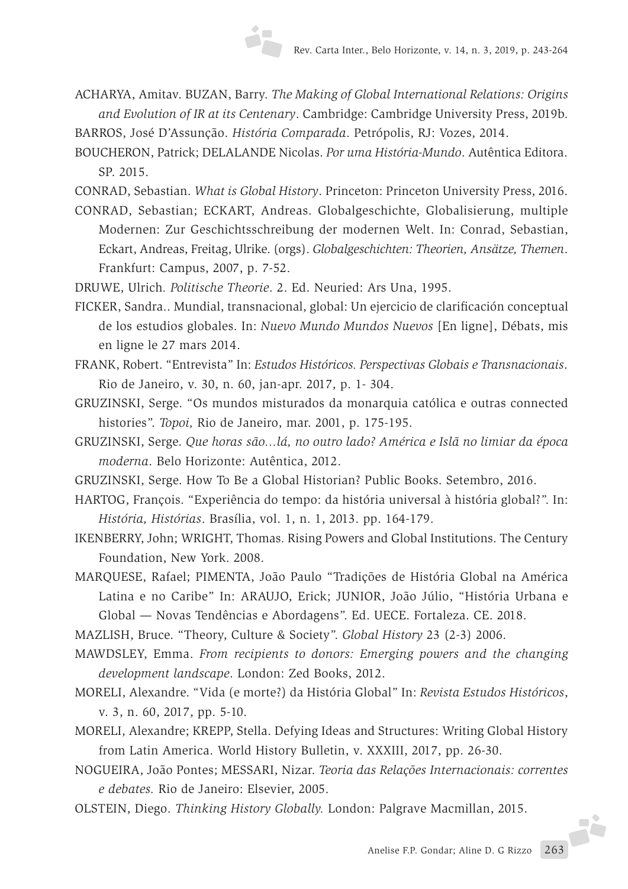ACHARYA, Amitav. BUZAN, Barry. *The Making of Global International Relations: Origins and Evolution of IR at its Centenary*. Cambridge: Cambridge University Press, 2019b.

BARROS, José D'Assunção. *História Comparada*. Petrópolis, RJ: Vozes, 2014.

BOUCHERON, Patrick; DELALANDE Nicolas. *Por uma História-Mundo*. Autêntica Editora. SP. 2015.

CONRAD, Sebastian. *What is Global History*. Princeton: Princeton University Press, 2016.

CONRAD, Sebastian; ECKART, Andreas. Globalgeschichte, Globalisierung, multiple Modernen: Zur Geschichtsschreibung der modernen Welt. In: Conrad, Sebastian, Eckart, Andreas, Freitag, Ulrike. (orgs). *Globalgeschichten: Theorien, Ansätze, Themen*. Frankfurt: Campus, 2007, p. 7-52.

DRUWE, Ulrich. *Politische Theorie*. 2. Ed. Neuried: Ars Una, 1995.

FICKER, Sandra.. Mundial, transnacional, global: Un ejercicio de clarificación conceptual de los estudios globales. In: *Nuevo Mundo Mundos Nuevos* [En ligne], Débats, mis en ligne le 27 mars 2014.

FRANK, Robert. "Entrevista" In: *Estudos Históricos. Perspectivas Globais e Transnacionais*. Rio de Janeiro, v. 30, n. 60, jan-apr. 2017, p. 1- 304.

GRUZINSKI, Serge. "Os mundos misturados da monarquia católica e outras connected histories". *Topoi,* Rio de Janeiro, mar. 2001, p. 175-195.

GRUZINSKI, Serge. *Que horas são...lá, no outro lado? América e Islã no limiar da época moderna*. Belo Horizonte: Autêntica, 2012.

GRUZINSKI, Serge. How To Be a Global Historian? Public Books. Setembro, 2016.

HARTOG, François. "Experiência do tempo: da história universal à história global?". In: *História, Histórias*. Brasília, vol. 1, n. 1, 2013. pp. 164-179.

IKENBERRY, John; WRIGHT, Thomas. Rising Powers and Global Institutions. The Century Foundation, New York. 2008.

MARQUESE, Rafael; PIMENTA, João Paulo "Tradições de História Global na América Latina e no Caribe" In: ARAUJO, Erick; JUNIOR, João Júlio, "História Urbana e Global — Novas Tendências e Abordagens". Ed. UECE. Fortaleza. CE. 2018.

MAZLISH, Bruce. "Theory, Culture & Society". *Global History* 23 (2-3) 2006.

MAWDSLEY, Emma. *From recipients to donors: Emerging powers and the changing development landscape*. London: Zed Books, 2012.

MORELI, Alexandre. "Vida (e morte?) da História Global" In: *Revista Estudos Históricos*, v. 3, n. 60, 2017, pp. 5-10.

MORELI, Alexandre; KREPP, Stella. Defying Ideas and Structures: Writing Global History from Latin America. World History Bulletin, v. XXXIII, 2017, pp. 26-30.

NOGUEIRA, João Pontes; MESSARI, Nizar. *Teoria das Relações Internacionais: correntes e debates.* Rio de Janeiro: Elsevier, 2005.

OLSTEIN, Diego. *Thinking History Globally.* London: Palgrave Macmillan, 2015.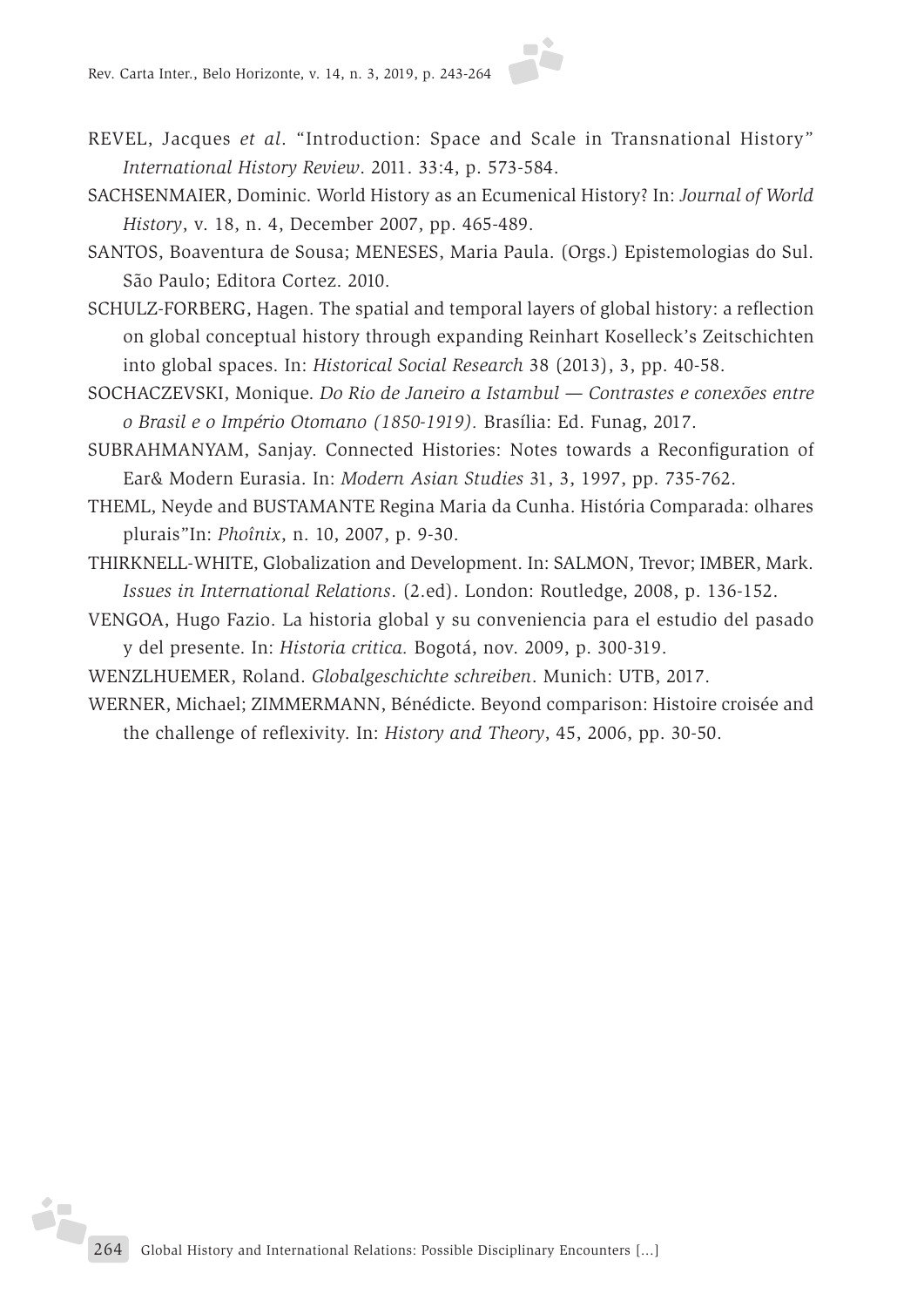REVEL, Jacques *et al*. "Introduction: Space and Scale in Transnational History" *International History Review*. 2011. 33:4, p. 573-584.

SACHSENMAIER, Dominic. World History as an Ecumenical History? In: *Journal of World History*, v. 18, n. 4, December 2007, pp. 465-489.

SANTOS, Boaventura de Sousa; MENESES, Maria Paula. (Orgs.) Epistemologias do Sul. São Paulo; Editora Cortez. 2010.

SCHULZ-FORBERG, Hagen. The spatial and temporal layers of global history: a reflection on global conceptual history through expanding Reinhart Koselleck's Zeitschichten into global spaces. In: *Historical Social Research* 38 (2013), 3, pp. 40-58.

SOCHACZEVSKI, Monique. *Do Rio de Janeiro a Istambul — Contrastes e conexões entre o Brasil e o Império Otomano (1850-1919)*. Brasília: Ed. Funag, 2017.

SUBRAHMANYAM, Sanjay. Connected Histories: Notes towards a Reconfiguration of Ear& Modern Eurasia. In: *Modern Asian Studies* 31, 3, 1997, pp. 735-762.

THEML, Neyde and BUSTAMANTE Regina Maria da Cunha. História Comparada: olhares plurais"In: *Phoînix*, n. 10, 2007, p. 9-30.

THIRKNELL-WHITE, Globalization and Development. In: SALMON, Trevor; IMBER, Mark. *Issues in International Relations*. (2.ed). London: Routledge, 2008, p. 136-152.

VENGOA, Hugo Fazio. La historia global y su conveniencia para el estudio del pasado y del presente. In: *Historia critica.* Bogotá, nov. 2009, p. 300-319.

WENZLHUEMER, Roland. *Globalgeschichte schreiben*. Munich: UTB, 2017.

WERNER, Michael; ZIMMERMANN, Bénédicte. Beyond comparison: Histoire croisée and the challenge of reflexivity. In: *History and Theory*, 45, 2006, pp. 30-50.